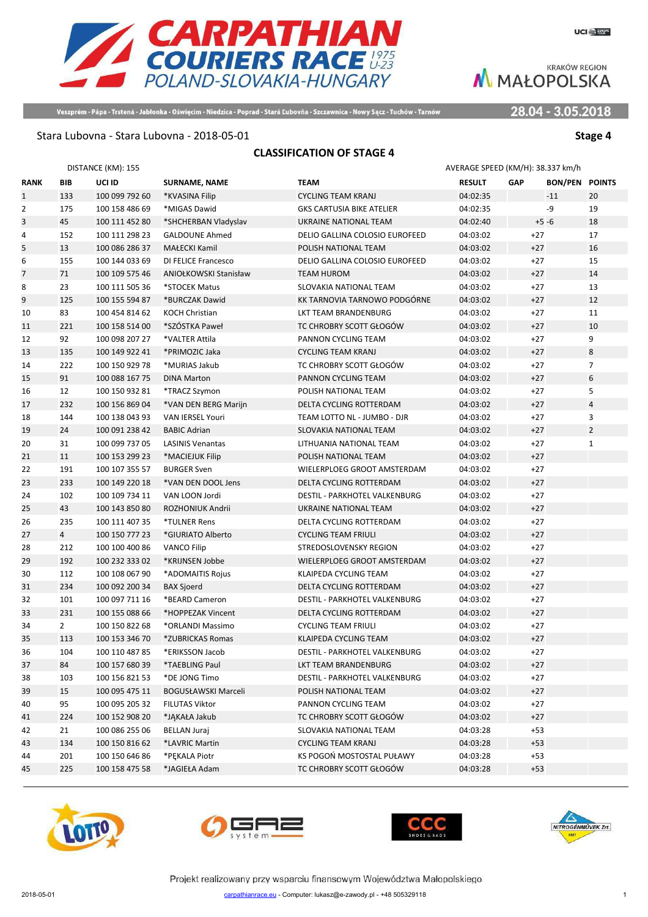# CARPATHIAN COURIERS RACE 1975 U-23

POLAND-SLOVAKIA-HUNGARY

KRAKÓW REGION MAŁOPOLSKA

Veszprém - Pápa - Trstená - Jabłonka - Oświęcim - Niedzica - Poprad - Stará Ľubovňa - Szczawnica - Nowy Sącz - Tuchów - Tarnów

**28.04 - 3.05.2018**

Stara Lubovna - Stara Lubovna - 2018-05-01 **Stage 4**

## CLASSIFICATION OF STAGE 4

DISTANCE (KM): 155

AVERAGE SPEED (KM/H): 38.337 km/h

| RANK | BIB | UCI ID | SURNAME, NAME | TEAM | RESULT | GAP | BON/PEN | POINTS |
|---|---|---|---|---|---|---|---|---|
| 1 | 133 | 100 099 792 60 | *KVASINA Filip | CYCLING TEAM KRANJ | 04:02:35 | | -11 | 20 |
| 2 | 175 | 100 158 486 69 | *MIGAS Dawid | GKS CARTUSIA BIKE ATELIER | 04:02:35 | | -9 | 19 |
| 3 | 45 | 100 111 452 80 | *SHCHERBAN Vladyslav | UKRAINE NATIONAL TEAM | 04:02:40 | +5 | -6 | 18 |
| 4 | 152 | 100 111 298 23 | GALDOUNE Ahmed | DELIO GALLINA COLOSIO EUROFEED | 04:03:02 | +27 | | 17 |
| 5 | 13 | 100 086 286 37 | MAŁECKI Kamil | POLISH NATIONAL TEAM | 04:03:02 | +27 | | 16 |
| 6 | 155 | 100 144 033 69 | DI FELICE Francesco | DELIO GALLINA COLOSIO EUROFEED | 04:03:02 | +27 | | 15 |
| 7 | 71 | 100 109 575 46 | ANIOŁKOWSKI Stanisław | TEAM HUROM | 04:03:02 | +27 | | 14 |
| 8 | 23 | 100 111 505 36 | *STOCEK Matus | SLOVAKIA NATIONAL TEAM | 04:03:02 | +27 | | 13 |
| 9 | 125 | 100 155 594 87 | *BURCZAK Dawid | KK TARNOVIA TARNOWO PODGÓRNE | 04:03:02 | +27 | | 12 |
| 10 | 83 | 100 454 814 62 | KOCH Christian | LKT TEAM BRANDENBURG | 04:03:02 | +27 | | 11 |
| 11 | 221 | 100 158 514 00 | *SZÓSTKA Paweł | TC CHROBRY SCOTT GŁOGÓW | 04:03:02 | +27 | | 10 |
| 12 | 92 | 100 098 207 27 | *VALTER Attila | PANNON CYCLING TEAM | 04:03:02 | +27 | | 9 |
| 13 | 135 | 100 149 922 41 | *PRIMOZIC Jaka | CYCLING TEAM KRANJ | 04:03:02 | +27 | | 8 |
| 14 | 222 | 100 150 929 78 | *MURIAS Jakub | TC CHROBRY SCOTT GŁOGÓW | 04:03:02 | +27 | | 7 |
| 15 | 91 | 100 088 167 75 | DINA Marton | PANNON CYCLING TEAM | 04:03:02 | +27 | | 6 |
| 16 | 12 | 100 150 932 81 | *TRACZ Szymon | POLISH NATIONAL TEAM | 04:03:02 | +27 | | 5 |
| 17 | 232 | 100 156 869 04 | *VAN DEN BERG Marijn | DELTA CYCLING ROTTERDAM | 04:03:02 | +27 | | 4 |
| 18 | 144 | 100 138 043 93 | VAN IERSEL Youri | TEAM LOTTO NL - JUMBO - DJR | 04:03:02 | +27 | | 3 |
| 19 | 24 | 100 091 238 42 | BABIC Adrian | SLOVAKIA NATIONAL TEAM | 04:03:02 | +27 | | 2 |
| 20 | 31 | 100 099 737 05 | LASINIS Venantas | LITHUANIA NATIONAL TEAM | 04:03:02 | +27 | | 1 |
| 21 | 11 | 100 153 299 23 | *MACIEJUK Filip | POLISH NATIONAL TEAM | 04:03:02 | +27 | | |
| 22 | 191 | 100 107 355 57 | BURGER Sven | WIELERPLOEG GROOT AMSTERDAM | 04:03:02 | +27 | | |
| 23 | 233 | 100 149 220 18 | *VAN DEN DOOL Jens | DELTA CYCLING ROTTERDAM | 04:03:02 | +27 | | |
| 24 | 102 | 100 109 734 11 | VAN LOON Jordi | DESTIL - PARKHOTEL VALKENBURG | 04:03:02 | +27 | | |
| 25 | 43 | 100 143 850 80 | ROZHONIUK Andrii | UKRAINE NATIONAL TEAM | 04:03:02 | +27 | | |
| 26 | 235 | 100 111 407 35 | *TULNER Rens | DELTA CYCLING ROTTERDAM | 04:03:02 | +27 | | |
| 27 | 4 | 100 150 777 23 | *GIURIATO Alberto | CYCLING TEAM FRIULI | 04:03:02 | +27 | | |
| 28 | 212 | 100 100 400 86 | VANCO Filip | STREDOSLOVENSKY REGION | 04:03:02 | +27 | | |
| 29 | 192 | 100 232 333 02 | *KRIJNSEN Jobbe | WIELERPLOEG GROOT AMSTERDAM | 04:03:02 | +27 | | |
| 30 | 112 | 100 108 067 90 | *ADOMAITIS Rojus | KLAIPEDA CYCLING TEAM | 04:03:02 | +27 | | |
| 31 | 234 | 100 092 200 34 | BAX Sjoerd | DELTA CYCLING ROTTERDAM | 04:03:02 | +27 | | |
| 32 | 101 | 100 097 711 16 | *BEARD Cameron | DESTIL - PARKHOTEL VALKENBURG | 04:03:02 | +27 | | |
| 33 | 231 | 100 155 088 66 | *HOPPEZAK Vincent | DELTA CYCLING ROTTERDAM | 04:03:02 | +27 | | |
| 34 | 2 | 100 150 822 68 | *ORLANDI Massimo | CYCLING TEAM FRIULI | 04:03:02 | +27 | | |
| 35 | 113 | 100 153 346 70 | *ZUBRICKAS Romas | KLAIPEDA CYCLING TEAM | 04:03:02 | +27 | | |
| 36 | 104 | 100 110 487 85 | *ERIKSSON Jacob | DESTIL - PARKHOTEL VALKENBURG | 04:03:02 | +27 | | |
| 37 | 84 | 100 157 680 39 | *TAEBLING Paul | LKT TEAM BRANDENBURG | 04:03:02 | +27 | | |
| 38 | 103 | 100 156 821 53 | *DE JONG Timo | DESTIL - PARKHOTEL VALKENBURG | 04:03:02 | +27 | | |
| 39 | 15 | 100 095 475 11 | BOGUSŁAWSKI Marceli | POLISH NATIONAL TEAM | 04:03:02 | +27 | | |
| 40 | 95 | 100 095 205 32 | FILUTAS Viktor | PANNON CYCLING TEAM | 04:03:02 | +27 | | |
| 41 | 224 | 100 152 908 20 | *JĄKAŁA Jakub | TC CHROBRY SCOTT GŁOGÓW | 04:03:02 | +27 | | |
| 42 | 21 | 100 086 255 06 | BELLAN Juraj | SLOVAKIA NATIONAL TEAM | 04:03:28 | +53 | | |
| 43 | 134 | 100 150 816 62 | *LAVRIC Martin | CYCLING TEAM KRANJ | 04:03:28 | +53 | | |
| 44 | 201 | 100 150 646 86 | *PĘKALA Piotr | KS POGOŃ MOSTOSTAL PUŁAWY | 04:03:28 | +53 | | |
| 45 | 225 | 100 158 475 58 | *JAGIEŁA Adam | TC CHROBRY SCOTT GŁOGÓW | 04:03:28 | +53 | | |

Projekt realizowany przy wsparciu finansowym Województwa Małopolskiego

2018-05-01 carpathianrace.eu - Computer: lukasz@e-zawody.pl - +48 505329118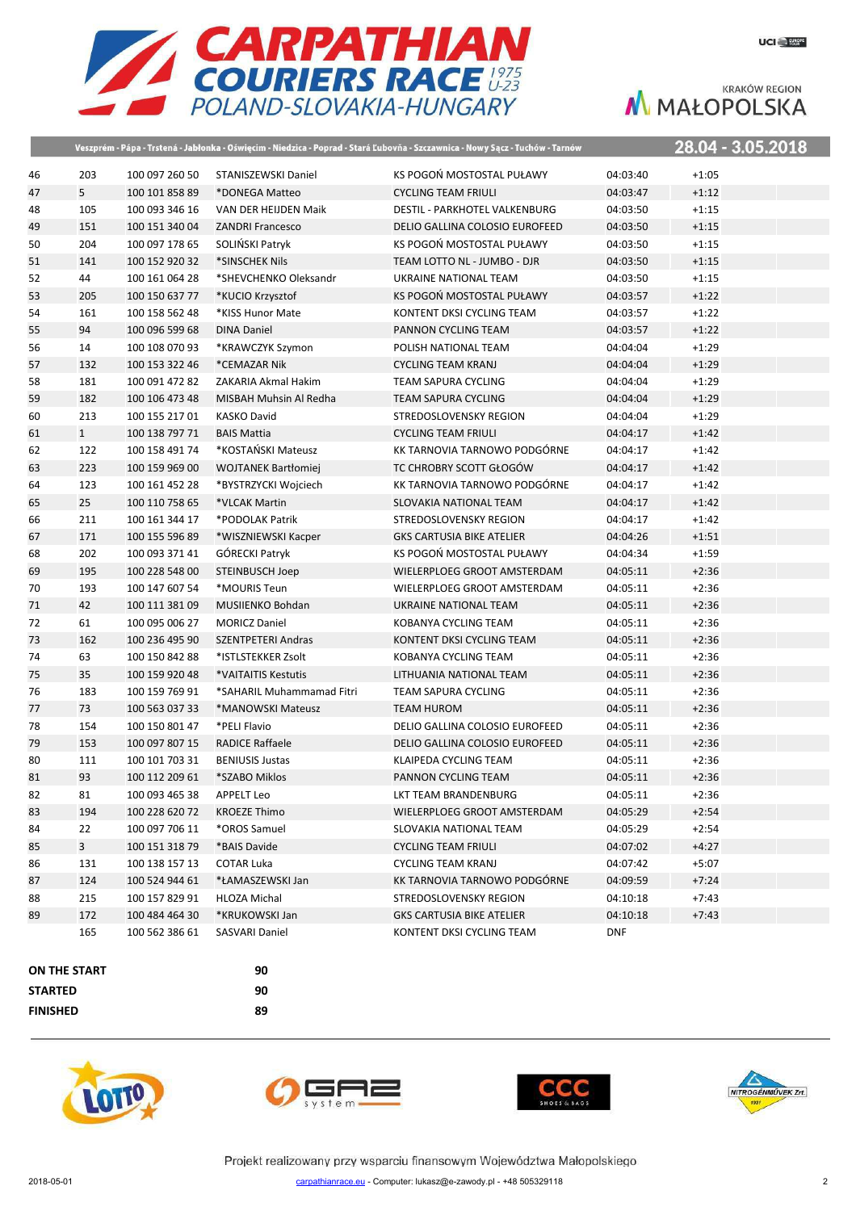Veszprém - Pápa - Trstená - Jabłonka - Oświęcim - Niedzica - Poprad - Stará Ľubovňa - Szczawnica - Nowy Sącz - Tuchów - Tarnów

28.04 - 3.05.2018

| | | | | | | |
|---|---|---|---|---|---|---|
| 46 | 203 | 100 097 260 50 | STANISZEWSKI Daniel | KS POGOŃ MOSTOSTAL PUŁAWY | 04:03:40 | +1:05 |
| 47 | 5 | 100 101 858 89 | *DONEGA Matteo | CYCLING TEAM FRIULI | 04:03:47 | +1:12 |
| 48 | 105 | 100 093 346 16 | VAN DER HEIJDEN Maik | DESTIL - PARKHOTEL VALKENBURG | 04:03:50 | +1:15 |
| 49 | 151 | 100 151 340 04 | ZANDRI Francesco | DELIO GALLINA COLOSIO EUROFEED | 04:03:50 | +1:15 |
| 50 | 204 | 100 097 178 65 | SOLIŃSKI Patryk | KS POGOŃ MOSTOSTAL PUŁAWY | 04:03:50 | +1:15 |
| 51 | 141 | 100 152 920 32 | *SINSCHEK Nils | TEAM LOTTO NL - JUMBO - DJR | 04:03:50 | +1:15 |
| 52 | 44 | 100 161 064 28 | *SHEVCHENKO Oleksandr | UKRAINE NATIONAL TEAM | 04:03:50 | +1:15 |
| 53 | 205 | 100 150 637 77 | *KUCIO Krzysztof | KS POGOŃ MOSTOSTAL PUŁAWY | 04:03:57 | +1:22 |
| 54 | 161 | 100 158 562 48 | *KISS Hunor Mate | KONTENT DKSI CYCLING TEAM | 04:03:57 | +1:22 |
| 55 | 94 | 100 096 599 68 | DINA Daniel | PANNON CYCLING TEAM | 04:03:57 | +1:22 |
| 56 | 14 | 100 108 070 93 | *KRAWCZYK Szymon | POLISH NATIONAL TEAM | 04:04:04 | +1:29 |
| 57 | 132 | 100 153 322 46 | *CEMAZAR Nik | CYCLING TEAM KRANJ | 04:04:04 | +1:29 |
| 58 | 181 | 100 091 472 82 | ZAKARIA Akmal Hakim | TEAM SAPURA CYCLING | 04:04:04 | +1:29 |
| 59 | 182 | 100 106 473 48 | MISBAH Muhsin Al Redha | TEAM SAPURA CYCLING | 04:04:04 | +1:29 |
| 60 | 213 | 100 155 217 01 | KASKO David | STREDOSLOVENSKY REGION | 04:04:04 | +1:29 |
| 61 | 1 | 100 138 797 71 | BAIS Mattia | CYCLING TEAM FRIULI | 04:04:17 | +1:42 |
| 62 | 122 | 100 158 491 74 | *KOSTAŃSKI Mateusz | KK TARNOVIA TARNOWO PODGÓRNE | 04:04:17 | +1:42 |
| 63 | 223 | 100 159 969 00 | WOJTANEK Bartłomiej | TC CHROBRY SCOTT GŁOGÓW | 04:04:17 | +1:42 |
| 64 | 123 | 100 161 452 28 | *BYSTRZYCKI Wojciech | KK TARNOVIA TARNOWO PODGÓRNE | 04:04:17 | +1:42 |
| 65 | 25 | 100 110 758 65 | *VLCAK Martin | SLOVAKIA NATIONAL TEAM | 04:04:17 | +1:42 |
| 66 | 211 | 100 161 344 17 | *PODOLAK Patrik | STREDOSLOVENSKY REGION | 04:04:17 | +1:42 |
| 67 | 171 | 100 155 596 89 | *WISZNIEWSKI Kacper | GKS CARTUSIA BIKE ATELIER | 04:04:26 | +1:51 |
| 68 | 202 | 100 093 371 41 | GÓRECKI Patryk | KS POGOŃ MOSTOSTAL PUŁAWY | 04:04:34 | +1:59 |
| 69 | 195 | 100 228 548 00 | STEINBUSCH Joep | WIELERPLOEG GROOT AMSTERDAM | 04:05:11 | +2:36 |
| 70 | 193 | 100 147 607 54 | *MOURIS Teun | WIELERPLOEG GROOT AMSTERDAM | 04:05:11 | +2:36 |
| 71 | 42 | 100 111 381 09 | MUSIIENKO Bohdan | UKRAINE NATIONAL TEAM | 04:05:11 | +2:36 |
| 72 | 61 | 100 095 000 27 | MORICZ Daniel | KOBANYA CYCLING TEAM | 04:05:11 | +2:36 |
| 73 | 162 | 100 236 495 90 | SZENTPETERI Andras | KONTENT DKSI CYCLING TEAM | 04:05:11 | +2:36 |
| 74 | 63 | 100 150 842 88 | *ISTLSTEKKER Zsolt | KOBANYA CYCLING TEAM | 04:05:11 | +2:36 |
| 75 | 35 | 100 159 920 48 | *VAITAITIS Kestutis | LITHUANIA NATIONAL TEAM | 04:05:11 | +2:36 |
| 76 | 183 | 100 159 769 91 | *SAHARIL Muhammamad Fitri | TEAM SAPURA CYCLING | 04:05:11 | +2:36 |
| 77 | 73 | 100 563 037 33 | *MANOWSKI Mateusz | TEAM HUROM | 04:05:11 | +2:36 |
| 78 | 154 | 100 150 801 47 | *PELI Flavio | DELIO GALLINA COLOSIO EUROFEED | 04:05:11 | +2:36 |
| 79 | 153 | 100 097 807 15 | RADICE Raffaele | DELIO GALLINA COLOSIO EUROFEED | 04:05:11 | +2:36 |
| 80 | 111 | 100 101 703 31 | BENIUSIS Justas | KLAIPEDA CYCLING TEAM | 04:05:11 | +2:36 |
| 81 | 93 | 100 112 209 61 | *SZABO Miklos | PANNON CYCLING TEAM | 04:05:11 | +2:36 |
| 82 | 81 | 100 093 465 38 | APPELT Leo | LKT TEAM BRANDENBURG | 04:05:11 | +2:36 |
| 83 | 194 | 100 228 620 72 | KROEZE Thimo | WIELERPLOEG GROOT AMSTERDAM | 04:05:29 | +2:54 |
| 84 | 22 | 100 097 706 11 | *OROS Samuel | SLOVAKIA NATIONAL TEAM | 04:05:29 | +2:54 |
| 85 | 3 | 100 151 318 79 | *BAIS Davide | CYCLING TEAM FRIULI | 04:07:02 | +4:27 |
| 86 | 131 | 100 138 157 13 | COTAR Luka | CYCLING TEAM KRANJ | 04:07:42 | +5:07 |
| 87 | 124 | 100 524 944 61 | *ŁAMASZEWSKI Jan | KK TARNOVIA TARNOWO PODGÓRNE | 04:09:59 | +7:24 |
| 88 | 215 | 100 157 829 91 | HLOZA Michal | STREDOSLOVENSKY REGION | 04:10:18 | +7:43 |
| 89 | 172 | 100 484 464 30 | *KRUKOWSKI Jan | GKS CARTUSIA BIKE ATELIER | 04:10:18 | +7:43 |
| | 165 | 100 562 386 61 | SASVARI Daniel | KONTENT DKSI CYCLING TEAM | DNF | |

| | |
|---|---|
| **ON THE START** | 90 |
| **STARTED** | 90 |
| **FINISHED** | 89 |

Projekt realizowany przy wsparciu finansowym Województwa Małopolskiego

2018-05-01 carpathianrace.eu - Computer: lukasz@e-zawody.pl - +48 505329118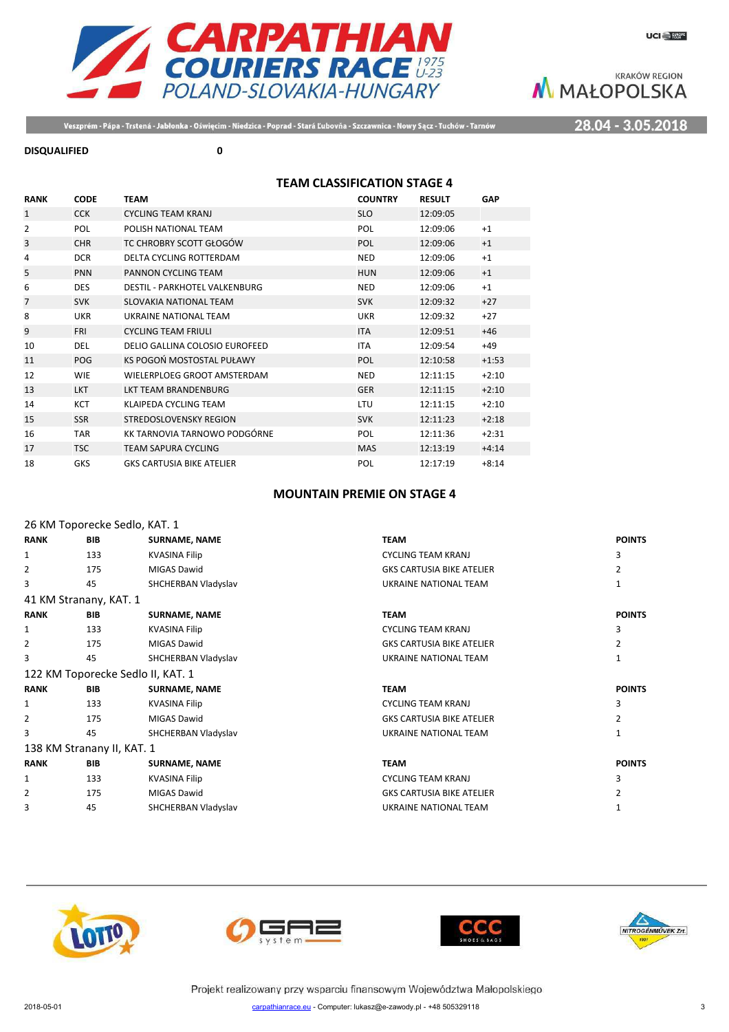**DISQUALIFIED** 0

## TEAM CLASSIFICATION STAGE 4

| RANK | CODE | TEAM | COUNTRY | RESULT | GAP |
|---|---|---|---|---|---|
| 1 | CCK | CYCLING TEAM KRANJ | SLO | 12:09:05 | |
| 2 | POL | POLISH NATIONAL TEAM | POL | 12:09:06 | +1 |
| 3 | CHR | TC CHROBRY SCOTT GŁOGÓW | POL | 12:09:06 | +1 |
| 4 | DCR | DELTA CYCLING ROTTERDAM | NED | 12:09:06 | +1 |
| 5 | PNN | PANNON CYCLING TEAM | HUN | 12:09:06 | +1 |
| 6 | DES | DESTIL - PARKHOTEL VALKENBURG | NED | 12:09:06 | +1 |
| 7 | SVK | SLOVAKIA NATIONAL TEAM | SVK | 12:09:32 | +27 |
| 8 | UKR | UKRAINE NATIONAL TEAM | UKR | 12:09:32 | +27 |
| 9 | FRI | CYCLING TEAM FRIULI | ITA | 12:09:51 | +46 |
| 10 | DEL | DELIO GALLINA COLOSIO EUROFEED | ITA | 12:09:54 | +49 |
| 11 | POG | KS POGOŃ MOSTOSTAL PUŁAWY | POL | 12:10:58 | +1:53 |
| 12 | WIE | WIELERPLOEG GROOT AMSTERDAM | NED | 12:11:15 | +2:10 |
| 13 | LKT | LKT TEAM BRANDENBURG | GER | 12:11:15 | +2:10 |
| 14 | KCT | KLAIPEDA CYCLING TEAM | LTU | 12:11:15 | +2:10 |
| 15 | SSR | STREDOSLOVENSKY REGION | SVK | 12:11:23 | +2:18 |
| 16 | TAR | KK TARNOVIA TARNOWO PODGÓRNE | POL | 12:11:36 | +2:31 |
| 17 | TSC | TEAM SAPURA CYCLING | MAS | 12:13:19 | +4:14 |
| 18 | GKS | GKS CARTUSIA BIKE ATELIER | POL | 12:17:19 | +8:14 |

## MOUNTAIN PREMIE ON STAGE 4

26 KM Toporecke Sedlo, KAT. 1

| RANK | BIB | SURNAME, NAME | TEAM | POINTS |
|---|---|---|---|---|
| 1 | 133 | KVASINA Filip | CYCLING TEAM KRANJ | 3 |
| 2 | 175 | MIGAS Dawid | GKS CARTUSIA BIKE ATELIER | 2 |
| 3 | 45 | SHCHERBAN Vladyslav | UKRAINE NATIONAL TEAM | 1 |

41 KM Stranany, KAT. 1

| RANK | BIB | SURNAME, NAME | TEAM | POINTS |
|---|---|---|---|---|
| 1 | 133 | KVASINA Filip | CYCLING TEAM KRANJ | 3 |
| 2 | 175 | MIGAS Dawid | GKS CARTUSIA BIKE ATELIER | 2 |
| 3 | 45 | SHCHERBAN Vladyslav | UKRAINE NATIONAL TEAM | 1 |

122 KM Toporecke Sedlo II, KAT. 1

| RANK | BIB | SURNAME, NAME | TEAM | POINTS |
|---|---|---|---|---|
| 1 | 133 | KVASINA Filip | CYCLING TEAM KRANJ | 3 |
| 2 | 175 | MIGAS Dawid | GKS CARTUSIA BIKE ATELIER | 2 |
| 3 | 45 | SHCHERBAN Vladyslav | UKRAINE NATIONAL TEAM | 1 |

138 KM Stranany II, KAT. 1

| RANK | BIB | SURNAME, NAME | TEAM | POINTS |
|---|---|---|---|---|
| 1 | 133 | KVASINA Filip | CYCLING TEAM KRANJ | 3 |
| 2 | 175 | MIGAS Dawid | GKS CARTUSIA BIKE ATELIER | 2 |
| 3 | 45 | SHCHERBAN Vladyslav | UKRAINE NATIONAL TEAM | 1 |

Projekt realizowany przy wsparciu finansowym Województwa Małopolskiego

2018-05-01 carpathianrace.eu - Computer: lukasz@e-zawody.pl - +48 505329118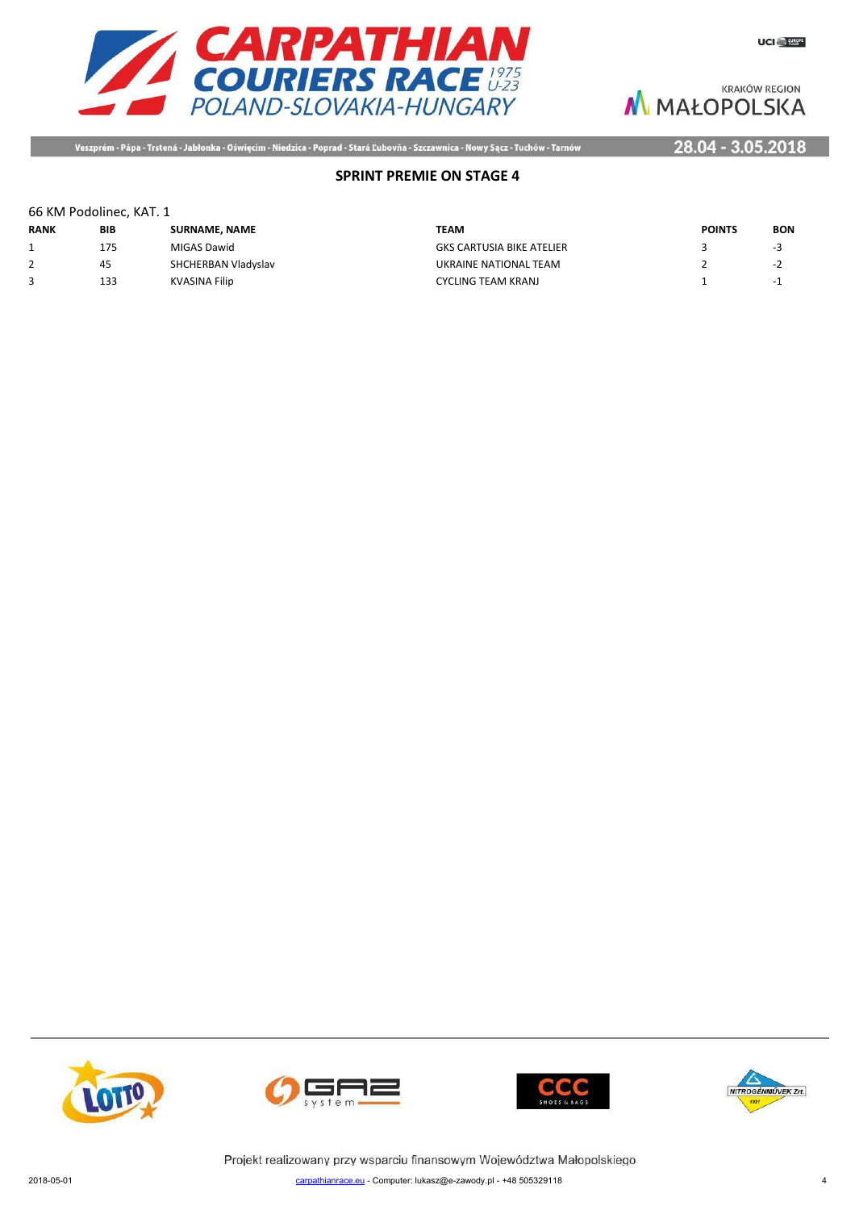## SPRINT PREMIE ON STAGE 4

66 KM Podolinec, KAT. 1

| RANK | BIB | SURNAME, NAME | TEAM | POINTS | BON |
|---|---|---|---|---|---|
| 1 | 175 | MIGAS Dawid | GKS CARTUSIA BIKE ATELIER | 3 | -3 |
| 2 | 45 | SHCHERBAN Vladyslav | UKRAINE NATIONAL TEAM | 2 | -2 |
| 3 | 133 | KVASINA Filip | CYCLING TEAM KRANJ | 1 | -1 |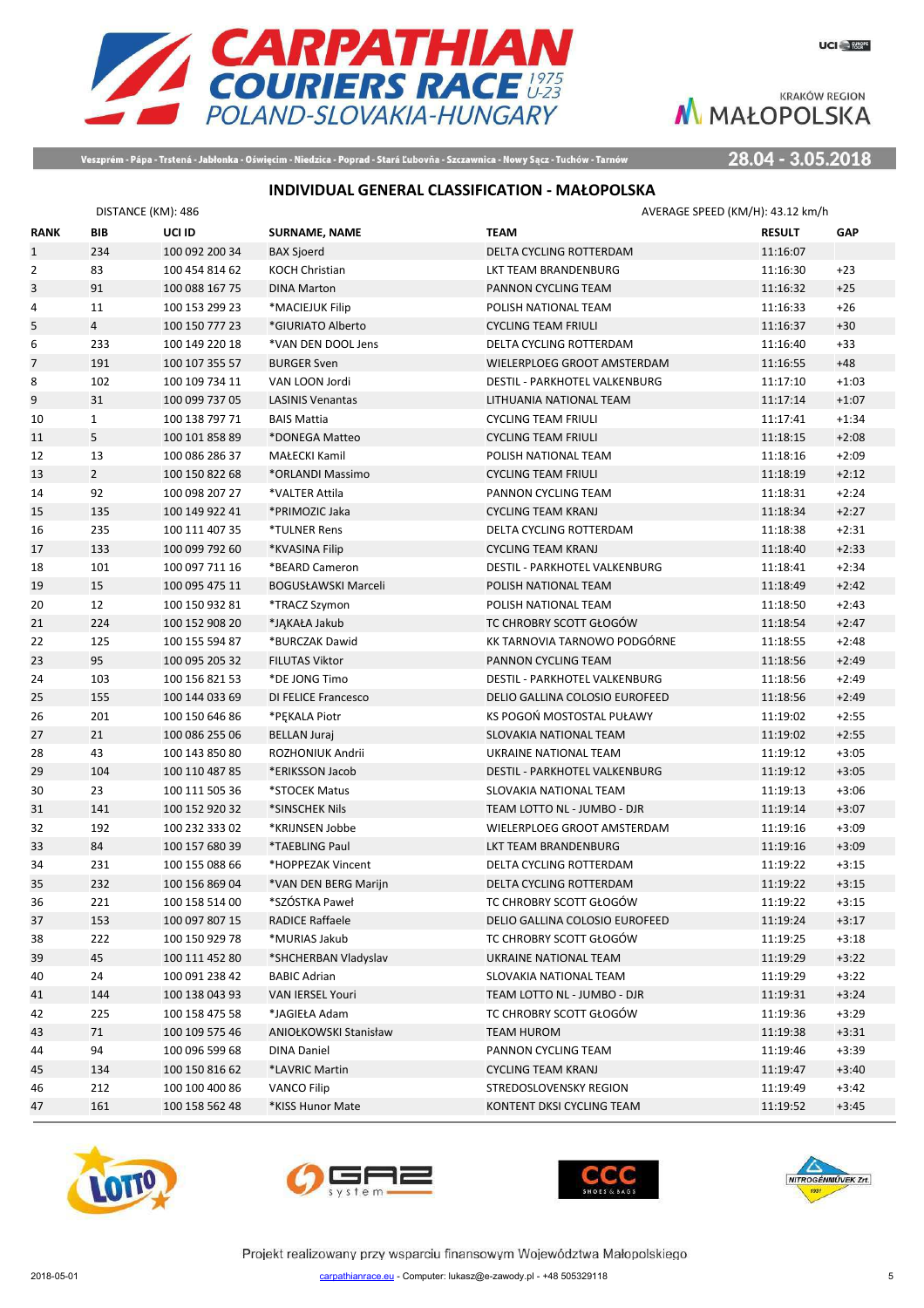# CARPATHIAN COURIERS RACE 1975 U-23

POLAND-SLOVAKIA-HUNGARY

KRAKÓW REGION MAŁOPOLSKA

Veszprém - Pápa - Trstená - Jabłonka - Oświęcim - Niedzica - Poprad - Stará Ľubovňa - Szczawnica - Nowy Sącz - Tuchów - Tarnów

28.04 - 3.05.2018

## INDIVIDUAL GENERAL CLASSIFICATION - MAŁOPOLSKA

DISTANCE (KM): 486

AVERAGE SPEED (KM/H): 43.12 km/h

| RANK | BIB | UCI ID | SURNAME, NAME | TEAM | RESULT | GAP |
|---|---|---|---|---|---|---|
| 1 | 234 | 100 092 200 34 | BAX Sjoerd | DELTA CYCLING ROTTERDAM | 11:16:07 | |
| 2 | 83 | 100 454 814 62 | KOCH Christian | LKT TEAM BRANDENBURG | 11:16:30 | +23 |
| 3 | 91 | 100 088 167 75 | DINA Marton | PANNON CYCLING TEAM | 11:16:32 | +25 |
| 4 | 11 | 100 153 299 23 | *MACIEJUK Filip | POLISH NATIONAL TEAM | 11:16:33 | +26 |
| 5 | 4 | 100 150 777 23 | *GIURIATO Alberto | CYCLING TEAM FRIULI | 11:16:37 | +30 |
| 6 | 233 | 100 149 220 18 | *VAN DEN DOOL Jens | DELTA CYCLING ROTTERDAM | 11:16:40 | +33 |
| 7 | 191 | 100 107 355 57 | BURGER Sven | WIELERPLOEG GROOT AMSTERDAM | 11:16:55 | +48 |
| 8 | 102 | 100 109 734 11 | VAN LOON Jordi | DESTIL - PARKHOTEL VALKENBURG | 11:17:10 | +1:03 |
| 9 | 31 | 100 099 737 05 | LASINIS Venantas | LITHUANIA NATIONAL TEAM | 11:17:14 | +1:07 |
| 10 | 1 | 100 138 797 71 | BAIS Mattia | CYCLING TEAM FRIULI | 11:17:41 | +1:34 |
| 11 | 5 | 100 101 858 89 | *DONEGA Matteo | CYCLING TEAM FRIULI | 11:18:15 | +2:08 |
| 12 | 13 | 100 086 286 37 | MAŁECKI Kamil | POLISH NATIONAL TEAM | 11:18:16 | +2:09 |
| 13 | 2 | 100 150 822 68 | *ORLANDI Massimo | CYCLING TEAM FRIULI | 11:18:19 | +2:12 |
| 14 | 92 | 100 098 207 27 | *VALTER Attila | PANNON CYCLING TEAM | 11:18:31 | +2:24 |
| 15 | 135 | 100 149 922 41 | *PRIMOZIC Jaka | CYCLING TEAM KRANJ | 11:18:34 | +2:27 |
| 16 | 235 | 100 111 407 35 | *TULNER Rens | DELTA CYCLING ROTTERDAM | 11:18:38 | +2:31 |
| 17 | 133 | 100 099 792 60 | *KVASINA Filip | CYCLING TEAM KRANJ | 11:18:40 | +2:33 |
| 18 | 101 | 100 097 711 16 | *BEARD Cameron | DESTIL - PARKHOTEL VALKENBURG | 11:18:41 | +2:34 |
| 19 | 15 | 100 095 475 11 | BOGUSŁAWSKI Marceli | POLISH NATIONAL TEAM | 11:18:49 | +2:42 |
| 20 | 12 | 100 150 932 81 | *TRACZ Szymon | POLISH NATIONAL TEAM | 11:18:50 | +2:43 |
| 21 | 224 | 100 152 908 20 | *JĄKAŁA Jakub | TC CHROBRY SCOTT GŁOGÓW | 11:18:54 | +2:47 |
| 22 | 125 | 100 155 594 87 | *BURCZAK Dawid | KK TARNOVIA TARNOWO PODGÓRNE | 11:18:55 | +2:48 |
| 23 | 95 | 100 095 205 32 | FILUTAS Viktor | PANNON CYCLING TEAM | 11:18:56 | +2:49 |
| 24 | 103 | 100 156 821 53 | *DE JONG Timo | DESTIL - PARKHOTEL VALKENBURG | 11:18:56 | +2:49 |
| 25 | 155 | 100 144 033 69 | DI FELICE Francesco | DELIO GALLINA COLOSIO EUROFEED | 11:18:56 | +2:49 |
| 26 | 201 | 100 150 646 86 | *PĘKALA Piotr | KS POGOŃ MOSTOSTAL PUŁAWY | 11:19:02 | +2:55 |
| 27 | 21 | 100 086 255 06 | BELLAN Juraj | SLOVAKIA NATIONAL TEAM | 11:19:02 | +2:55 |
| 28 | 43 | 100 143 850 80 | ROZHONIUK Andrii | UKRAINE NATIONAL TEAM | 11:19:12 | +3:05 |
| 29 | 104 | 100 110 487 85 | *ERIKSSON Jacob | DESTIL - PARKHOTEL VALKENBURG | 11:19:12 | +3:05 |
| 30 | 23 | 100 111 505 36 | *STOCEK Matus | SLOVAKIA NATIONAL TEAM | 11:19:13 | +3:06 |
| 31 | 141 | 100 152 920 32 | *SINSCHEK Nils | TEAM LOTTO NL - JUMBO - DJR | 11:19:14 | +3:07 |
| 32 | 192 | 100 232 333 02 | *KRIJNSEN Jobbe | WIELERPLOEG GROOT AMSTERDAM | 11:19:16 | +3:09 |
| 33 | 84 | 100 157 680 39 | *TAEBLING Paul | LKT TEAM BRANDENBURG | 11:19:16 | +3:09 |
| 34 | 231 | 100 155 088 66 | *HOPPEZAK Vincent | DELTA CYCLING ROTTERDAM | 11:19:22 | +3:15 |
| 35 | 232 | 100 156 869 04 | *VAN DEN BERG Marijn | DELTA CYCLING ROTTERDAM | 11:19:22 | +3:15 |
| 36 | 221 | 100 158 514 00 | *SZÓSTKA Paweł | TC CHROBRY SCOTT GŁOGÓW | 11:19:22 | +3:15 |
| 37 | 153 | 100 097 807 15 | RADICE Raffaele | DELIO GALLINA COLOSIO EUROFEED | 11:19:24 | +3:17 |
| 38 | 222 | 100 150 929 78 | *MURIAS Jakub | TC CHROBRY SCOTT GŁOGÓW | 11:19:25 | +3:18 |
| 39 | 45 | 100 111 452 80 | *SHCHERBAN Vladyslav | UKRAINE NATIONAL TEAM | 11:19:29 | +3:22 |
| 40 | 24 | 100 091 238 42 | BABIC Adrian | SLOVAKIA NATIONAL TEAM | 11:19:29 | +3:22 |
| 41 | 144 | 100 138 043 93 | VAN IERSEL Youri | TEAM LOTTO NL - JUMBO - DJR | 11:19:31 | +3:24 |
| 42 | 225 | 100 158 475 58 | *JAGIEŁA Adam | TC CHROBRY SCOTT GŁOGÓW | 11:19:36 | +3:29 |
| 43 | 71 | 100 109 575 46 | ANIOŁKOWSKI Stanisław | TEAM HUROM | 11:19:38 | +3:31 |
| 44 | 94 | 100 096 599 68 | DINA Daniel | PANNON CYCLING TEAM | 11:19:46 | +3:39 |
| 45 | 134 | 100 150 816 62 | *LAVRIC Martin | CYCLING TEAM KRANJ | 11:19:47 | +3:40 |
| 46 | 212 | 100 100 400 86 | VANCO Filip | STREDOSLOVENSKY REGION | 11:19:49 | +3:42 |
| 47 | 161 | 100 158 562 48 | *KISS Hunor Mate | KONTENT DKSI CYCLING TEAM | 11:19:52 | +3:45 |

Projekt realizowany przy wsparciu finansowym Województwa Małopolskiego

2018-05-01 carpathianrace.eu - Computer: lukasz@e-zawody.pl - +48 505329118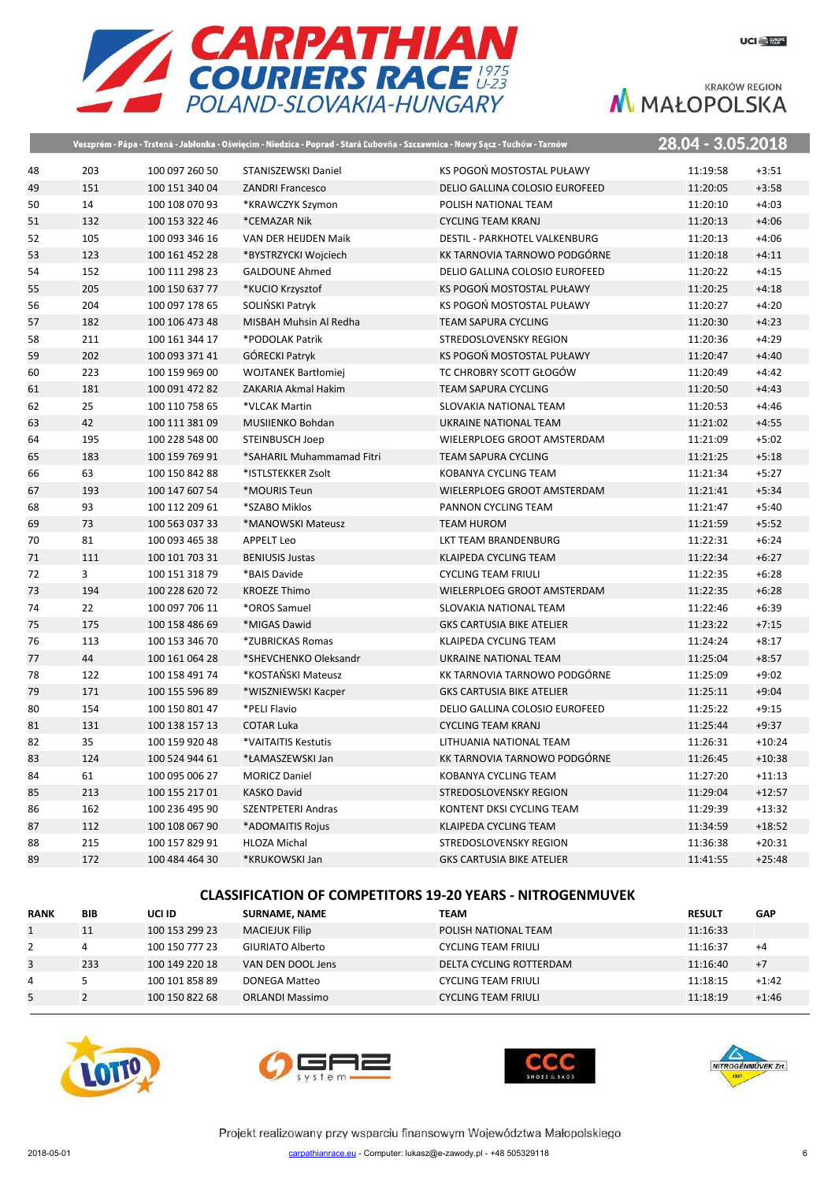Veszprém - Pápa - Trstená - Jabłonka - Oświęcim - Niedzica - Poprad - Stará Ľubovňa - Szczawnica - Nowy Sącz - Tuchów - Tarnów

28.04 - 3.05.2018

| | | | | | | |
|---|---|---|---|---|---|---|
| 48 | 203 | 100 097 260 50 | STANISZEWSKI Daniel | KS POGOŃ MOSTOSTAL PUŁAWY | 11:19:58 | +3:51 |
| 49 | 151 | 100 151 340 04 | ZANDRI Francesco | DELIO GALLINA COLOSIO EUROFEED | 11:20:05 | +3:58 |
| 50 | 14 | 100 108 070 93 | *KRAWCZYK Szymon | POLISH NATIONAL TEAM | 11:20:10 | +4:03 |
| 51 | 132 | 100 153 322 46 | *CEMAZAR Nik | CYCLING TEAM KRANJ | 11:20:13 | +4:06 |
| 52 | 105 | 100 093 346 16 | VAN DER HEIJDEN Maik | DESTIL - PARKHOTEL VALKENBURG | 11:20:13 | +4:06 |
| 53 | 123 | 100 161 452 28 | *BYSTRZYCKI Wojciech | KK TARNOVIA TARNOWO PODGÓRNE | 11:20:18 | +4:11 |
| 54 | 152 | 100 111 298 23 | GALDOUNE Ahmed | DELIO GALLINA COLOSIO EUROFEED | 11:20:22 | +4:15 |
| 55 | 205 | 100 150 637 77 | *KUCIO Krzysztof | KS POGOŃ MOSTOSTAL PUŁAWY | 11:20:25 | +4:18 |
| 56 | 204 | 100 097 178 65 | SOLIŃSKI Patryk | KS POGOŃ MOSTOSTAL PUŁAWY | 11:20:27 | +4:20 |
| 57 | 182 | 100 106 473 48 | MISBAH Muhsin Al Redha | TEAM SAPURA CYCLING | 11:20:30 | +4:23 |
| 58 | 211 | 100 161 344 17 | *PODOLAK Patrik | STREDOSLOVENSKY REGION | 11:20:36 | +4:29 |
| 59 | 202 | 100 093 371 41 | GÓRECKI Patryk | KS POGOŃ MOSTOSTAL PUŁAWY | 11:20:47 | +4:40 |
| 60 | 223 | 100 159 969 00 | WOJTANEK Bartłomiej | TC CHROBRY SCOTT GŁOGÓW | 11:20:49 | +4:42 |
| 61 | 181 | 100 091 472 82 | ZAKARIA Akmal Hakim | TEAM SAPURA CYCLING | 11:20:50 | +4:43 |
| 62 | 25 | 100 110 758 65 | *VLCAK Martin | SLOVAKIA NATIONAL TEAM | 11:20:53 | +4:46 |
| 63 | 42 | 100 111 381 09 | MUSIIENKO Bohdan | UKRAINE NATIONAL TEAM | 11:21:02 | +4:55 |
| 64 | 195 | 100 228 548 00 | STEINBUSCH Joep | WIELERPLOEG GROOT AMSTERDAM | 11:21:09 | +5:02 |
| 65 | 183 | 100 159 769 91 | *SAHARIL Muhammamad Fitri | TEAM SAPURA CYCLING | 11:21:25 | +5:18 |
| 66 | 63 | 100 150 842 88 | *ISTLSTEKKER Zsolt | KOBANYA CYCLING TEAM | 11:21:34 | +5:27 |
| 67 | 193 | 100 147 607 54 | *MOURIS Teun | WIELERPLOEG GROOT AMSTERDAM | 11:21:41 | +5:34 |
| 68 | 93 | 100 112 209 61 | *SZABO Miklos | PANNON CYCLING TEAM | 11:21:47 | +5:40 |
| 69 | 73 | 100 563 037 33 | *MANOWSKI Mateusz | TEAM HUROM | 11:21:59 | +5:52 |
| 70 | 81 | 100 093 465 38 | APPELT Leo | LKT TEAM BRANDENBURG | 11:22:31 | +6:24 |
| 71 | 111 | 100 101 703 31 | BENIUSIS Justas | KLAIPEDA CYCLING TEAM | 11:22:34 | +6:27 |
| 72 | 3 | 100 151 318 79 | *BAIS Davide | CYCLING TEAM FRIULI | 11:22:35 | +6:28 |
| 73 | 194 | 100 228 620 72 | KROEZE Thimo | WIELERPLOEG GROOT AMSTERDAM | 11:22:35 | +6:28 |
| 74 | 22 | 100 097 706 11 | *OROS Samuel | SLOVAKIA NATIONAL TEAM | 11:22:46 | +6:39 |
| 75 | 175 | 100 158 486 69 | *MIGAS Dawid | GKS CARTUSIA BIKE ATELIER | 11:23:22 | +7:15 |
| 76 | 113 | 100 153 346 70 | *ZUBRICKAS Romas | KLAIPEDA CYCLING TEAM | 11:24:24 | +8:17 |
| 77 | 44 | 100 161 064 28 | *SHEVCHENKO Oleksandr | UKRAINE NATIONAL TEAM | 11:25:04 | +8:57 |
| 78 | 122 | 100 158 491 74 | *KOSTAŃSKI Mateusz | KK TARNOVIA TARNOWO PODGÓRNE | 11:25:09 | +9:02 |
| 79 | 171 | 100 155 596 89 | *WISZNIEWSKI Kacper | GKS CARTUSIA BIKE ATELIER | 11:25:11 | +9:04 |
| 80 | 154 | 100 150 801 47 | *PELI Flavio | DELIO GALLINA COLOSIO EUROFEED | 11:25:22 | +9:15 |
| 81 | 131 | 100 138 157 13 | COTAR Luka | CYCLING TEAM KRANJ | 11:25:44 | +9:37 |
| 82 | 35 | 100 159 920 48 | *VAITAITIS Kestutis | LITHUANIA NATIONAL TEAM | 11:26:31 | +10:24 |
| 83 | 124 | 100 524 944 61 | *ŁAMASZEWSKI Jan | KK TARNOVIA TARNOWO PODGÓRNE | 11:26:45 | +10:38 |
| 84 | 61 | 100 095 006 27 | MORICZ Daniel | KOBANYA CYCLING TEAM | 11:27:20 | +11:13 |
| 85 | 213 | 100 155 217 01 | KASKO David | STREDOSLOVENSKY REGION | 11:29:04 | +12:57 |
| 86 | 162 | 100 236 495 90 | SZENTPETERI Andras | KONTENT DKSI CYCLING TEAM | 11:29:39 | +13:32 |
| 87 | 112 | 100 108 067 90 | *ADOMAITIS Rojus | KLAIPEDA CYCLING TEAM | 11:34:59 | +18:52 |
| 88 | 215 | 100 157 829 91 | HLOZA Michal | STREDOSLOVENSKY REGION | 11:36:38 | +20:31 |
| 89 | 172 | 100 484 464 30 | *KRUKOWSKI Jan | GKS CARTUSIA BIKE ATELIER | 11:41:55 | +25:48 |

## CLASSIFICATION OF COMPETITORS 19-20 YEARS - NITROGENMUVEK

| RANK | BIB | UCI ID | SURNAME, NAME | TEAM | RESULT | GAP |
|---|---|---|---|---|---|---|
| 1 | 11 | 100 153 299 23 | MACIEJUK Filip | POLISH NATIONAL TEAM | 11:16:33 | |
| 2 | 4 | 100 150 777 23 | GIURIATO Alberto | CYCLING TEAM FRIULI | 11:16:37 | +4 |
| 3 | 233 | 100 149 220 18 | VAN DEN DOOL Jens | DELTA CYCLING ROTTERDAM | 11:16:40 | +7 |
| 4 | 5 | 100 101 858 89 | DONEGA Matteo | CYCLING TEAM FRIULI | 11:18:15 | +1:42 |
| 5 | 2 | 100 150 822 68 | ORLANDI Massimo | CYCLING TEAM FRIULI | 11:18:19 | +1:46 |

Projekt realizowany przy wsparciu finansowym Województwa Małopolskiego

2018-05-01 carpathianrace.eu - Computer: lukasz@e-zawody.pl - +48 505329118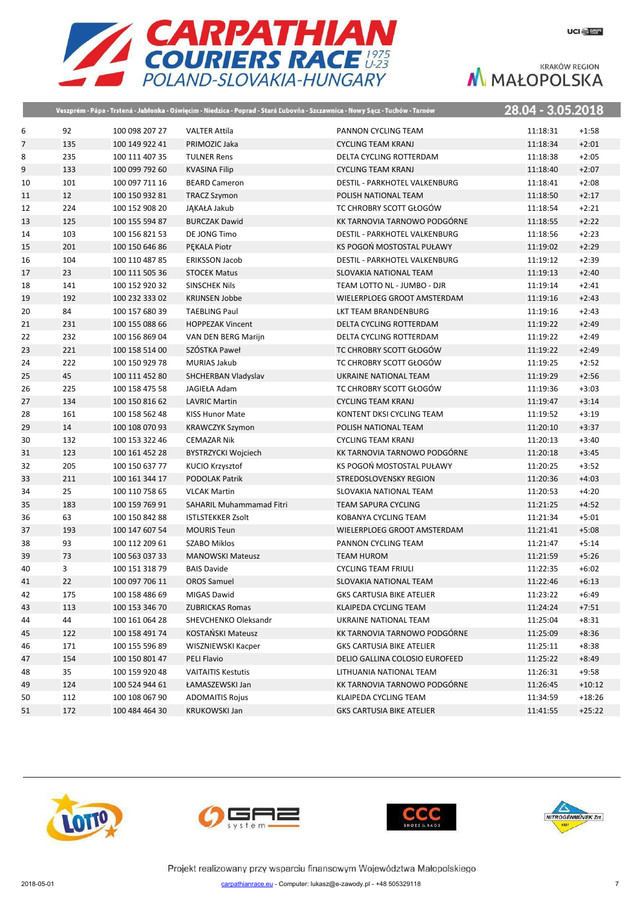# CARPATHIAN COURIERS RACE 1975 U-23

POLAND-SLOVAKIA-HUNGARY

KRAKÓW REGION MAŁOPOLSKA

Veszprém - Pápa - Trstená - Jabłonka - Oświęcim - Niedzica - Poprad - Stará Ľubovňa - Szczawnica - Nowy Sącz - Tuchów - Tarnów

28.04 - 3.05.2018

| | | | | | | |
|---|---|---|---|---|---|---|
| 6 | 92 | 100 098 207 27 | VALTER Attila | PANNON CYCLING TEAM | 11:18:31 | +1:58 |
| 7 | 135 | 100 149 922 41 | PRIMOZIC Jaka | CYCLING TEAM KRANJ | 11:18:34 | +2:01 |
| 8 | 235 | 100 111 407 35 | TULNER Rens | DELTA CYCLING ROTTERDAM | 11:18:38 | +2:05 |
| 9 | 133 | 100 099 792 60 | KVASINA Filip | CYCLING TEAM KRANJ | 11:18:40 | +2:07 |
| 10 | 101 | 100 097 711 16 | BEARD Cameron | DESTIL - PARKHOTEL VALKENBURG | 11:18:41 | +2:08 |
| 11 | 12 | 100 150 932 81 | TRACZ Szymon | POLISH NATIONAL TEAM | 11:18:50 | +2:17 |
| 12 | 224 | 100 152 908 20 | JĄKAŁA Jakub | TC CHROBRY SCOTT GŁOGÓW | 11:18:54 | +2:21 |
| 13 | 125 | 100 155 594 87 | BURCZAK Dawid | KK TARNOVIA TARNOWO PODGÓRNE | 11:18:55 | +2:22 |
| 14 | 103 | 100 156 821 53 | DE JONG Timo | DESTIL - PARKHOTEL VALKENBURG | 11:18:56 | +2:23 |
| 15 | 201 | 100 150 646 86 | PĘKALA Piotr | KS POGOŃ MOSTOSTAL PUŁAWY | 11:19:02 | +2:29 |
| 16 | 104 | 100 110 487 85 | ERIKSSON Jacob | DESTIL - PARKHOTEL VALKENBURG | 11:19:12 | +2:39 |
| 17 | 23 | 100 111 505 36 | STOCEK Matus | SLOVAKIA NATIONAL TEAM | 11:19:13 | +2:40 |
| 18 | 141 | 100 152 920 32 | SINSCHEK Nils | TEAM LOTTO NL - JUMBO - DJR | 11:19:14 | +2:41 |
| 19 | 192 | 100 232 333 02 | KRIJNSEN Jobbe | WIELERPLOEG GROOT AMSTERDAM | 11:19:16 | +2:43 |
| 20 | 84 | 100 157 680 39 | TAEBLING Paul | LKT TEAM BRANDENBURG | 11:19:16 | +2:43 |
| 21 | 231 | 100 155 088 66 | HOPPEZAK Vincent | DELTA CYCLING ROTTERDAM | 11:19:22 | +2:49 |
| 22 | 232 | 100 156 869 04 | VAN DEN BERG Marijn | DELTA CYCLING ROTTERDAM | 11:19:22 | +2:49 |
| 23 | 221 | 100 158 514 00 | SZÓSTKA Paweł | TC CHROBRY SCOTT GŁOGÓW | 11:19:22 | +2:49 |
| 24 | 222 | 100 150 929 78 | MURIAS Jakub | TC CHROBRY SCOTT GŁOGÓW | 11:19:25 | +2:52 |
| 25 | 45 | 100 111 452 80 | SHCHERBAN Vladyslav | UKRAINE NATIONAL TEAM | 11:19:29 | +2:56 |
| 26 | 225 | 100 158 475 58 | JAGIEŁA Adam | TC CHROBRY SCOTT GŁOGÓW | 11:19:36 | +3:03 |
| 27 | 134 | 100 150 816 62 | LAVRIC Martin | CYCLING TEAM KRANJ | 11:19:47 | +3:14 |
| 28 | 161 | 100 158 562 48 | KISS Hunor Mate | KONTENT DKSI CYCLING TEAM | 11:19:52 | +3:19 |
| 29 | 14 | 100 108 070 93 | KRAWCZYK Szymon | POLISH NATIONAL TEAM | 11:20:10 | +3:37 |
| 30 | 132 | 100 153 322 46 | CEMAZAR Nik | CYCLING TEAM KRANJ | 11:20:13 | +3:40 |
| 31 | 123 | 100 161 452 28 | BYSTRZYCKI Wojciech | KK TARNOVIA TARNOWO PODGÓRNE | 11:20:18 | +3:45 |
| 32 | 205 | 100 150 637 77 | KUCIO Krzysztof | KS POGOŃ MOSTOSTAL PUŁAWY | 11:20:25 | +3:52 |
| 33 | 211 | 100 161 344 17 | PODOLAK Patrik | STREDOSLOVENSKY REGION | 11:20:36 | +4:03 |
| 34 | 25 | 100 110 758 65 | VLCAK Martin | SLOVAKIA NATIONAL TEAM | 11:20:53 | +4:20 |
| 35 | 183 | 100 159 769 91 | SAHARIL Muhammamad Fitri | TEAM SAPURA CYCLING | 11:21:25 | +4:52 |
| 36 | 63 | 100 150 842 88 | ISTLSTEKKER Zsolt | KOBANYA CYCLING TEAM | 11:21:34 | +5:01 |
| 37 | 193 | 100 147 607 54 | MOURIS Teun | WIELERPLOEG GROOT AMSTERDAM | 11:21:41 | +5:08 |
| 38 | 93 | 100 112 209 61 | SZABO Miklos | PANNON CYCLING TEAM | 11:21:47 | +5:14 |
| 39 | 73 | 100 563 037 33 | MANOWSKI Mateusz | TEAM HUROM | 11:21:59 | +5:26 |
| 40 | 3 | 100 151 318 79 | BAIS Davide | CYCLING TEAM FRIULI | 11:22:35 | +6:02 |
| 41 | 22 | 100 097 706 11 | OROS Samuel | SLOVAKIA NATIONAL TEAM | 11:22:46 | +6:13 |
| 42 | 175 | 100 158 486 69 | MIGAS Dawid | GKS CARTUSIA BIKE ATELIER | 11:23:22 | +6:49 |
| 43 | 113 | 100 153 346 70 | ZUBRICKAS Romas | KLAIPEDA CYCLING TEAM | 11:24:24 | +7:51 |
| 44 | 44 | 100 161 064 28 | SHEVCHENKO Oleksandr | UKRAINE NATIONAL TEAM | 11:25:04 | +8:31 |
| 45 | 122 | 100 158 491 74 | KOSTAŃSKI Mateusz | KK TARNOVIA TARNOWO PODGÓRNE | 11:25:09 | +8:36 |
| 46 | 171 | 100 155 596 89 | WISZNIEWSKI Kacper | GKS CARTUSIA BIKE ATELIER | 11:25:11 | +8:38 |
| 47 | 154 | 100 150 801 47 | PELI Flavio | DELIO GALLINA COLOSIO EUROFEED | 11:25:22 | +8:49 |
| 48 | 35 | 100 159 920 48 | VAITAITIS Kestutis | LITHUANIA NATIONAL TEAM | 11:26:31 | +9:58 |
| 49 | 124 | 100 524 944 61 | ŁAMASZEWSKI Jan | KK TARNOVIA TARNOWO PODGÓRNE | 11:26:45 | +10:12 |
| 50 | 112 | 100 108 067 90 | ADOMAITIS Rojus | KLAIPEDA CYCLING TEAM | 11:34:59 | +18:26 |
| 51 | 172 | 100 484 464 30 | KRUKOWSKI Jan | GKS CARTUSIA BIKE ATELIER | 11:41:55 | +25:22 |

Projekt realizowany przy wsparciu finansowym Województwa Małopolskiego

2018-05-01 carpathianrace.eu - Computer: lukasz@e-zawody.pl - +48 505329118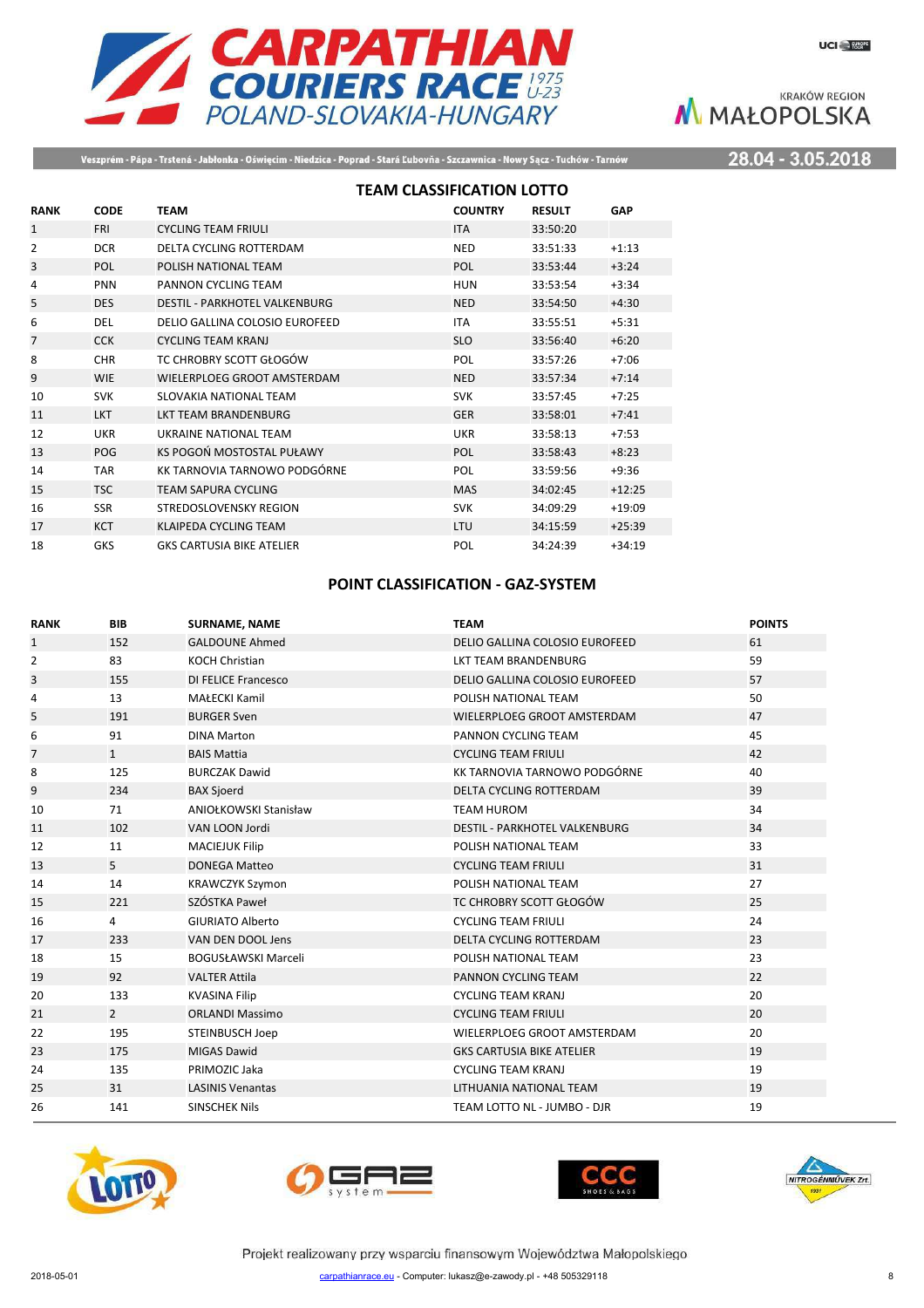# CARPATHIAN COURIERS RACE 1975 U-23

POLAND-SLOVAKIA-HUNGARY

KRAKÓW REGION MAŁOPOLSKA

Veszprém - Pápa - Trstená - Jabłonka - Oświęcim - Niedzica - Poprad - Stará Ľubovňa - Szczawnica - Nowy Sącz - Tuchów - Tarnów

28.04 - 3.05.2018

## TEAM CLASSIFICATION LOTTO

| RANK | CODE | TEAM | COUNTRY | RESULT | GAP |
|---|---|---|---|---|---|
| 1 | FRI | CYCLING TEAM FRIULI | ITA | 33:50:20 | |
| 2 | DCR | DELTA CYCLING ROTTERDAM | NED | 33:51:33 | +1:13 |
| 3 | POL | POLISH NATIONAL TEAM | POL | 33:53:44 | +3:24 |
| 4 | PNN | PANNON CYCLING TEAM | HUN | 33:53:54 | +3:34 |
| 5 | DES | DESTIL - PARKHOTEL VALKENBURG | NED | 33:54:50 | +4:30 |
| 6 | DEL | DELIO GALLINA COLOSIO EUROFEED | ITA | 33:55:51 | +5:31 |
| 7 | CCK | CYCLING TEAM KRANJ | SLO | 33:56:40 | +6:20 |
| 8 | CHR | TC CHROBRY SCOTT GŁOGÓW | POL | 33:57:26 | +7:06 |
| 9 | WIE | WIELERPLOEG GROOT AMSTERDAM | NED | 33:57:34 | +7:14 |
| 10 | SVK | SLOVAKIA NATIONAL TEAM | SVK | 33:57:45 | +7:25 |
| 11 | LKT | LKT TEAM BRANDENBURG | GER | 33:58:01 | +7:41 |
| 12 | UKR | UKRAINE NATIONAL TEAM | UKR | 33:58:13 | +7:53 |
| 13 | POG | KS POGOŃ MOSTOSTAL PUŁAWY | POL | 33:58:43 | +8:23 |
| 14 | TAR | KK TARNOVIA TARNOWO PODGÓRNE | POL | 33:59:56 | +9:36 |
| 15 | TSC | TEAM SAPURA CYCLING | MAS | 34:02:45 | +12:25 |
| 16 | SSR | STREDOSLOVENSKY REGION | SVK | 34:09:29 | +19:09 |
| 17 | KCT | KLAIPEDA CYCLING TEAM | LTU | 34:15:59 | +25:39 |
| 18 | GKS | GKS CARTUSIA BIKE ATELIER | POL | 34:24:39 | +34:19 |

## POINT CLASSIFICATION - GAZ-SYSTEM

| RANK | BIB | SURNAME, NAME | TEAM | POINTS |
|---|---|---|---|---|
| 1 | 152 | GALDOUNE Ahmed | DELIO GALLINA COLOSIO EUROFEED | 61 |
| 2 | 83 | KOCH Christian | LKT TEAM BRANDENBURG | 59 |
| 3 | 155 | DI FELICE Francesco | DELIO GALLINA COLOSIO EUROFEED | 57 |
| 4 | 13 | MAŁECKI Kamil | POLISH NATIONAL TEAM | 50 |
| 5 | 191 | BURGER Sven | WIELERPLOEG GROOT AMSTERDAM | 47 |
| 6 | 91 | DINA Marton | PANNON CYCLING TEAM | 45 |
| 7 | 1 | BAIS Mattia | CYCLING TEAM FRIULI | 42 |
| 8 | 125 | BURCZAK Dawid | KK TARNOVIA TARNOWO PODGÓRNE | 40 |
| 9 | 234 | BAX Sjoerd | DELTA CYCLING ROTTERDAM | 39 |
| 10 | 71 | ANIOŁKOWSKI Stanisław | TEAM HUROM | 34 |
| 11 | 102 | VAN LOON Jordi | DESTIL - PARKHOTEL VALKENBURG | 34 |
| 12 | 11 | MACIEJUK Filip | POLISH NATIONAL TEAM | 33 |
| 13 | 5 | DONEGA Matteo | CYCLING TEAM FRIULI | 31 |
| 14 | 14 | KRAWCZYK Szymon | POLISH NATIONAL TEAM | 27 |
| 15 | 221 | SZÓSTKA Paweł | TC CHROBRY SCOTT GŁOGÓW | 25 |
| 16 | 4 | GIURIATO Alberto | CYCLING TEAM FRIULI | 24 |
| 17 | 233 | VAN DEN DOOL Jens | DELTA CYCLING ROTTERDAM | 23 |
| 18 | 15 | BOGUSŁAWSKI Marceli | POLISH NATIONAL TEAM | 23 |
| 19 | 92 | VALTER Attila | PANNON CYCLING TEAM | 22 |
| 20 | 133 | KVASINA Filip | CYCLING TEAM KRANJ | 20 |
| 21 | 2 | ORLANDI Massimo | CYCLING TEAM FRIULI | 20 |
| 22 | 195 | STEINBUSCH Joep | WIELERPLOEG GROOT AMSTERDAM | 20 |
| 23 | 175 | MIGAS Dawid | GKS CARTUSIA BIKE ATELIER | 19 |
| 24 | 135 | PRIMOZIC Jaka | CYCLING TEAM KRANJ | 19 |
| 25 | 31 | LASINIS Venantas | LITHUANIA NATIONAL TEAM | 19 |
| 26 | 141 | SINSCHEK Nils | TEAM LOTTO NL - JUMBO - DJR | 19 |

Projekt realizowany przy wsparciu finansowym Województwa Małopolskiego

2018-05-01 carpathianrace.eu - Computer: lukasz@e-zawody.pl - +48 505329118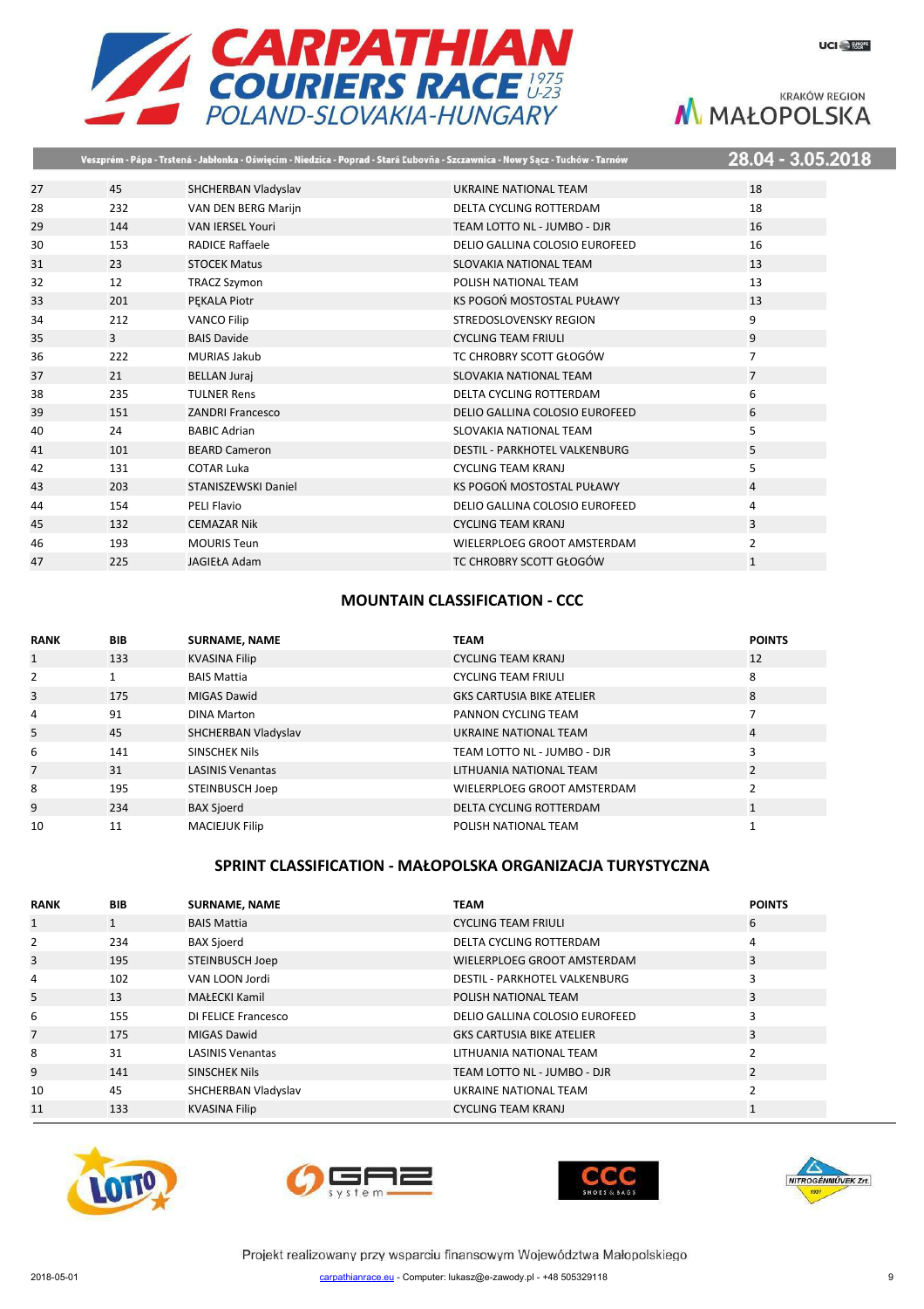| | | | | |
|---|---|---|---|---|
| 27 | 45 | SHCHERBAN Vladyslav | UKRAINE NATIONAL TEAM | 18 |
| 28 | 232 | VAN DEN BERG Marijn | DELTA CYCLING ROTTERDAM | 18 |
| 29 | 144 | VAN IERSEL Youri | TEAM LOTTO NL - JUMBO - DJR | 16 |
| 30 | 153 | RADICE Raffaele | DELIO GALLINA COLOSIO EUROFEED | 16 |
| 31 | 23 | STOCEK Matus | SLOVAKIA NATIONAL TEAM | 13 |
| 32 | 12 | TRACZ Szymon | POLISH NATIONAL TEAM | 13 |
| 33 | 201 | PĘKALA Piotr | KS POGOŃ MOSTOSTAL PUŁAWY | 13 |
| 34 | 212 | VANCO Filip | STREDOSLOVENSKY REGION | 9 |
| 35 | 3 | BAIS Davide | CYCLING TEAM FRIULI | 9 |
| 36 | 222 | MURIAS Jakub | TC CHROBRY SCOTT GŁOGÓW | 7 |
| 37 | 21 | BELLAN Juraj | SLOVAKIA NATIONAL TEAM | 7 |
| 38 | 235 | TULNER Rens | DELTA CYCLING ROTTERDAM | 6 |
| 39 | 151 | ZANDRI Francesco | DELIO GALLINA COLOSIO EUROFEED | 6 |
| 40 | 24 | BABIC Adrian | SLOVAKIA NATIONAL TEAM | 5 |
| 41 | 101 | BEARD Cameron | DESTIL - PARKHOTEL VALKENBURG | 5 |
| 42 | 131 | COTAR Luka | CYCLING TEAM KRANJ | 5 |
| 43 | 203 | STANISZEWSKI Daniel | KS POGOŃ MOSTOSTAL PUŁAWY | 4 |
| 44 | 154 | PELI Flavio | DELIO GALLINA COLOSIO EUROFEED | 4 |
| 45 | 132 | CEMAZAR Nik | CYCLING TEAM KRANJ | 3 |
| 46 | 193 | MOURIS Teun | WIELERPLOEG GROOT AMSTERDAM | 2 |
| 47 | 225 | JAGIEŁA Adam | TC CHROBRY SCOTT GŁOGÓW | 1 |

## MOUNTAIN CLASSIFICATION - CCC

| RANK | BIB | SURNAME, NAME | TEAM | POINTS |
|---|---|---|---|---|
| 1 | 133 | KVASINA Filip | CYCLING TEAM KRANJ | 12 |
| 2 | 1 | BAIS Mattia | CYCLING TEAM FRIULI | 8 |
| 3 | 175 | MIGAS Dawid | GKS CARTUSIA BIKE ATELIER | 8 |
| 4 | 91 | DINA Marton | PANNON CYCLING TEAM | 7 |
| 5 | 45 | SHCHERBAN Vladyslav | UKRAINE NATIONAL TEAM | 4 |
| 6 | 141 | SINSCHEK Nils | TEAM LOTTO NL - JUMBO - DJR | 3 |
| 7 | 31 | LASINIS Venantas | LITHUANIA NATIONAL TEAM | 2 |
| 8 | 195 | STEINBUSCH Joep | WIELERPLOEG GROOT AMSTERDAM | 2 |
| 9 | 234 | BAX Sjoerd | DELTA CYCLING ROTTERDAM | 1 |
| 10 | 11 | MACIEJUK Filip | POLISH NATIONAL TEAM | 1 |

## SPRINT CLASSIFICATION - MAŁOPOLSKA ORGANIZACJA TURYSTYCZNA

| RANK | BIB | SURNAME, NAME | TEAM | POINTS |
|---|---|---|---|---|
| 1 | 1 | BAIS Mattia | CYCLING TEAM FRIULI | 6 |
| 2 | 234 | BAX Sjoerd | DELTA CYCLING ROTTERDAM | 4 |
| 3 | 195 | STEINBUSCH Joep | WIELERPLOEG GROOT AMSTERDAM | 3 |
| 4 | 102 | VAN LOON Jordi | DESTIL - PARKHOTEL VALKENBURG | 3 |
| 5 | 13 | MAŁECKI Kamil | POLISH NATIONAL TEAM | 3 |
| 6 | 155 | DI FELICE Francesco | DELIO GALLINA COLOSIO EUROFEED | 3 |
| 7 | 175 | MIGAS Dawid | GKS CARTUSIA BIKE ATELIER | 3 |
| 8 | 31 | LASINIS Venantas | LITHUANIA NATIONAL TEAM | 2 |
| 9 | 141 | SINSCHEK Nils | TEAM LOTTO NL - JUMBO - DJR | 2 |
| 10 | 45 | SHCHERBAN Vladyslav | UKRAINE NATIONAL TEAM | 2 |
| 11 | 133 | KVASINA Filip | CYCLING TEAM KRANJ | 1 |

Projekt realizowany przy wsparciu finansowym Województwa Małopolskiego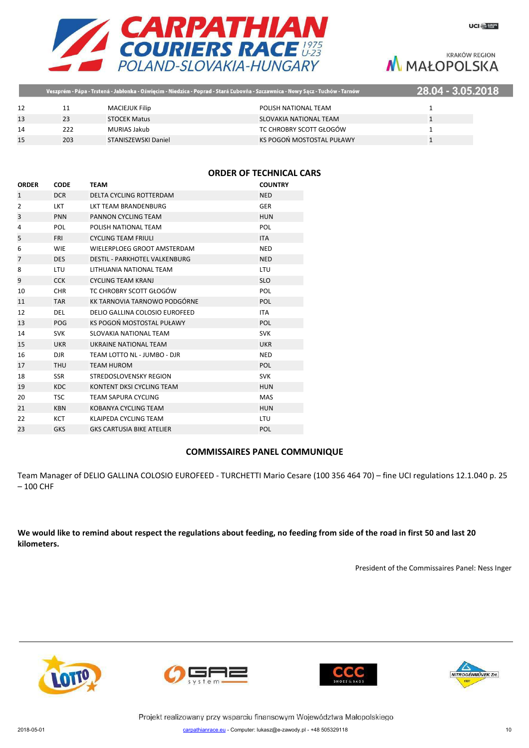| | | | | |
|---|---|---|---|---|
| 12 | 11 | MACIEJUK Filip | POLISH NATIONAL TEAM | 1 |
| 13 | 23 | STOCEK Matus | SLOVAKIA NATIONAL TEAM | 1 |
| 14 | 222 | MURIAS Jakub | TC CHROBRY SCOTT GŁOGÓW | 1 |
| 15 | 203 | STANISZEWSKI Daniel | KS POGOŃ MOSTOSTAL PUŁAWY | 1 |

## ORDER OF TECHNICAL CARS

| ORDER | CODE | TEAM | COUNTRY |
|---|---|---|---|
| 1 | DCR | DELTA CYCLING ROTTERDAM | NED |
| 2 | LKT | LKT TEAM BRANDENBURG | GER |
| 3 | PNN | PANNON CYCLING TEAM | HUN |
| 4 | POL | POLISH NATIONAL TEAM | POL |
| 5 | FRI | CYCLING TEAM FRIULI | ITA |
| 6 | WIE | WIELERPLOEG GROOT AMSTERDAM | NED |
| 7 | DES | DESTIL - PARKHOTEL VALKENBURG | NED |
| 8 | LTU | LITHUANIA NATIONAL TEAM | LTU |
| 9 | CCK | CYCLING TEAM KRANJ | SLO |
| 10 | CHR | TC CHROBRY SCOTT GŁOGÓW | POL |
| 11 | TAR | KK TARNOVIA TARNOWO PODGÓRNE | POL |
| 12 | DEL | DELIO GALLINA COLOSIO EUROFEED | ITA |
| 13 | POG | KS POGOŃ MOSTOSTAL PUŁAWY | POL |
| 14 | SVK | SLOVAKIA NATIONAL TEAM | SVK |
| 15 | UKR | UKRAINE NATIONAL TEAM | UKR |
| 16 | DJR | TEAM LOTTO NL - JUMBO - DJR | NED |
| 17 | THU | TEAM HUROM | POL |
| 18 | SSR | STREDOSLOVENSKY REGION | SVK |
| 19 | KDC | KONTENT DKSI CYCLING TEAM | HUN |
| 20 | TSC | TEAM SAPURA CYCLING | MAS |
| 21 | KBN | KOBANYA CYCLING TEAM | HUN |
| 22 | KCT | KLAIPEDA CYCLING TEAM | LTU |
| 23 | GKS | GKS CARTUSIA BIKE ATELIER | POL |

## COMMISSAIRES PANEL COMMUNIQUE

Team Manager of DELIO GALLINA COLOSIO EUROFEED - TURCHETTI Mario Cesare (100 356 464 70) – fine UCI regulations 12.1.040 p. 25 – 100 CHF

**We would like to remind about respect the regulations about feeding, no feeding from side of the road in first 50 and last 20 kilometers.**

President of the Commissaires Panel: Ness Inger

Projekt realizowany przy wsparciu finansowym Województwa Małopolskiego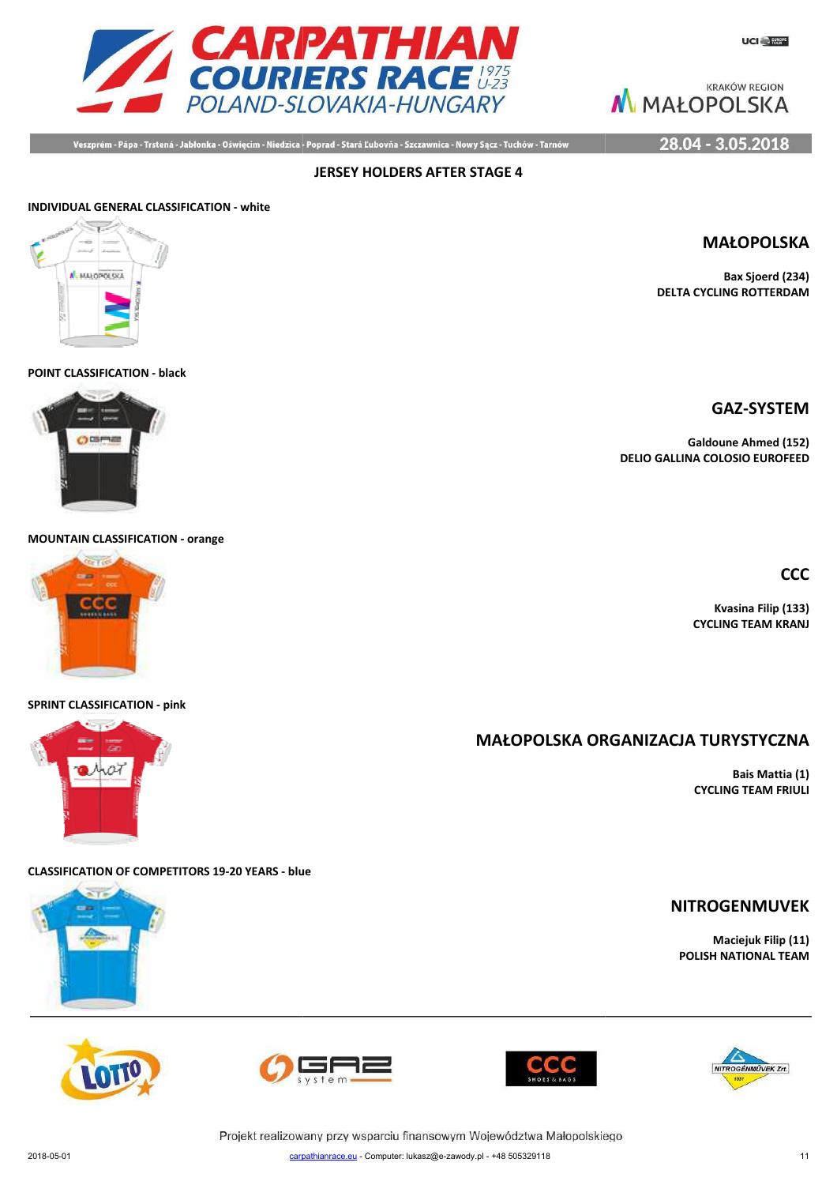# CARPATHIAN COURIERS RACE 1975 U-23 POLAND-SLOVAKIA-HUNGARY

KRAKÓW REGION MAŁOPOLSKA

Veszprém - Pápa - Trstená - Jabłonka - Oświęcim - Niedzica - Poprad - Stará Ľubovňa - Szczawnica - Nowy Sącz - Tuchów - Tarnów | 28.04 - 3.05.2018

## JERSEY HOLDERS AFTER STAGE 4

**INDIVIDUAL GENERAL CLASSIFICATION - white**

### MAŁOPOLSKA

**Bax Sjoerd (234)**
**DELTA CYCLING ROTTERDAM**

**POINT CLASSIFICATION - black**

### GAZ-SYSTEM

**Galdoune Ahmed (152)**
**DELIO GALLINA COLOSIO EUROFEED**

**MOUNTAIN CLASSIFICATION - orange**

### CCC

**Kvasina Filip (133)**
**CYCLING TEAM KRANJ**

**SPRINT CLASSIFICATION - pink**

### MAŁOPOLSKA ORGANIZACJA TURYSTYCZNA

**Bais Mattia (1)**
**CYCLING TEAM FRIULI**

**CLASSIFICATION OF COMPETITORS 19-20 YEARS - blue**

### NITROGENMUVEK

**Maciejuk Filip (11)**
**POLISH NATIONAL TEAM**

Projekt realizowany przy wsparciu finansowym Województwa Małopolskiego

2018-05-01 carpathianrace.eu - Computer: lukasz@e-zawody.pl - +48 505329118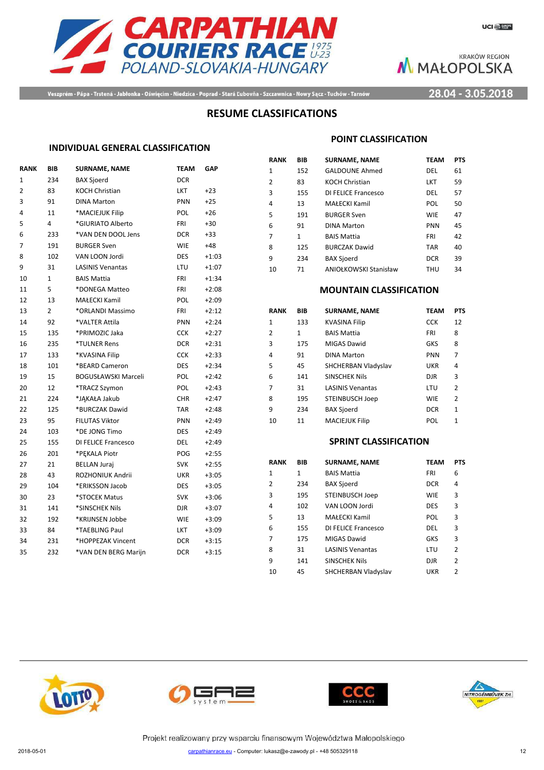Veszprém - Pápa - Trstená - Jabłonka - Oświęcim - Niedzica - Poprad - Stará Ľubovňa - Szczawnica - Nowy Sącz - Tuchów - Tarnów

28.04 - 3.05.2018

# RESUME CLASSIFICATIONS

## INDIVIDUAL GENERAL CLASSIFICATION

| RANK | BIB | SURNAME, NAME | TEAM | GAP |
|---|---|---|---|---|
| 1 | 234 | BAX Sjoerd | DCR | |
| 2 | 83 | KOCH Christian | LKT | +23 |
| 3 | 91 | DINA Marton | PNN | +25 |
| 4 | 11 | *MACIEJUK Filip | POL | +26 |
| 5 | 4 | *GIURIATO Alberto | FRI | +30 |
| 6 | 233 | *VAN DEN DOOL Jens | DCR | +33 |
| 7 | 191 | BURGER Sven | WIE | +48 |
| 8 | 102 | VAN LOON Jordi | DES | +1:03 |
| 9 | 31 | LASINIS Venantas | LTU | +1:07 |
| 10 | 1 | BAIS Mattia | FRI | +1:34 |
| 11 | 5 | *DONEGA Matteo | FRI | +2:08 |
| 12 | 13 | MAŁECKI Kamil | POL | +2:09 |
| 13 | 2 | *ORLANDI Massimo | FRI | +2:12 |
| 14 | 92 | *VALTER Attila | PNN | +2:24 |
| 15 | 135 | *PRIMOZIC Jaka | CCK | +2:27 |
| 16 | 235 | *TULNER Rens | DCR | +2:31 |
| 17 | 133 | *KVASINA Filip | CCK | +2:33 |
| 18 | 101 | *BEARD Cameron | DES | +2:34 |
| 19 | 15 | BOGUSŁAWSKI Marceli | POL | +2:42 |
| 20 | 12 | *TRACZ Szymon | POL | +2:43 |
| 21 | 224 | *JĄKAŁA Jakub | CHR | +2:47 |
| 22 | 125 | *BURCZAK Dawid | TAR | +2:48 |
| 23 | 95 | FILUTAS Viktor | PNN | +2:49 |
| 24 | 103 | *DE JONG Timo | DES | +2:49 |
| 25 | 155 | DI FELICE Francesco | DEL | +2:49 |
| 26 | 201 | *PĘKALA Piotr | POG | +2:55 |
| 27 | 21 | BELLAN Juraj | SVK | +2:55 |
| 28 | 43 | ROZHONIUK Andrii | UKR | +3:05 |
| 29 | 104 | *ERIKSSON Jacob | DES | +3:05 |
| 30 | 23 | *STOCEK Matus | SVK | +3:06 |
| 31 | 141 | *SINSCHEK Nils | DJR | +3:07 |
| 32 | 192 | *KRIJNSEN Jobbe | WIE | +3:09 |
| 33 | 84 | *TAEBLING Paul | LKT | +3:09 |
| 34 | 231 | *HOPPEZAK Vincent | DCR | +3:15 |
| 35 | 232 | *VAN DEN BERG Marijn | DCR | +3:15 |

## POINT CLASSIFICATION

| RANK | BIB | SURNAME, NAME | TEAM | PTS |
|---|---|---|---|---|
| 1 | 152 | GALDOUNE Ahmed | DEL | 61 |
| 2 | 83 | KOCH Christian | LKT | 59 |
| 3 | 155 | DI FELICE Francesco | DEL | 57 |
| 4 | 13 | MAŁECKI Kamil | POL | 50 |
| 5 | 191 | BURGER Sven | WIE | 47 |
| 6 | 91 | DINA Marton | PNN | 45 |
| 7 | 1 | BAIS Mattia | FRI | 42 |
| 8 | 125 | BURCZAK Dawid | TAR | 40 |
| 9 | 234 | BAX Sjoerd | DCR | 39 |
| 10 | 71 | ANIOŁKOWSKI Stanisław | THU | 34 |

## MOUNTAIN CLASSIFICATION

| RANK | BIB | SURNAME, NAME | TEAM | PTS |
|---|---|---|---|---|
| 1 | 133 | KVASINA Filip | CCK | 12 |
| 2 | 1 | BAIS Mattia | FRI | 8 |
| 3 | 175 | MIGAS Dawid | GKS | 8 |
| 4 | 91 | DINA Marton | PNN | 7 |
| 5 | 45 | SHCHERBAN Vladyslav | UKR | 4 |
| 6 | 141 | SINSCHEK Nils | DJR | 3 |
| 7 | 31 | LASINIS Venantas | LTU | 2 |
| 8 | 195 | STEINBUSCH Joep | WIE | 2 |
| 9 | 234 | BAX Sjoerd | DCR | 1 |
| 10 | 11 | MACIEJUK Filip | POL | 1 |

## SPRINT CLASSIFICATION

| RANK | BIB | SURNAME, NAME | TEAM | PTS |
|---|---|---|---|---|
| 1 | 1 | BAIS Mattia | FRI | 6 |
| 2 | 234 | BAX Sjoerd | DCR | 4 |
| 3 | 195 | STEINBUSCH Joep | WIE | 3 |
| 4 | 102 | VAN LOON Jordi | DES | 3 |
| 5 | 13 | MAŁECKI Kamil | POL | 3 |
| 6 | 155 | DI FELICE Francesco | DEL | 3 |
| 7 | 175 | MIGAS Dawid | GKS | 3 |
| 8 | 31 | LASINIS Venantas | LTU | 2 |
| 9 | 141 | SINSCHEK Nils | DJR | 2 |
| 10 | 45 | SHCHERBAN Vladyslav | UKR | 2 |

Projekt realizowany przy wsparciu finansowym Województwa Małopolskiego

2018-05-01 carpathianrace.eu - Computer: lukasz@e-zawody.pl - +48 505329118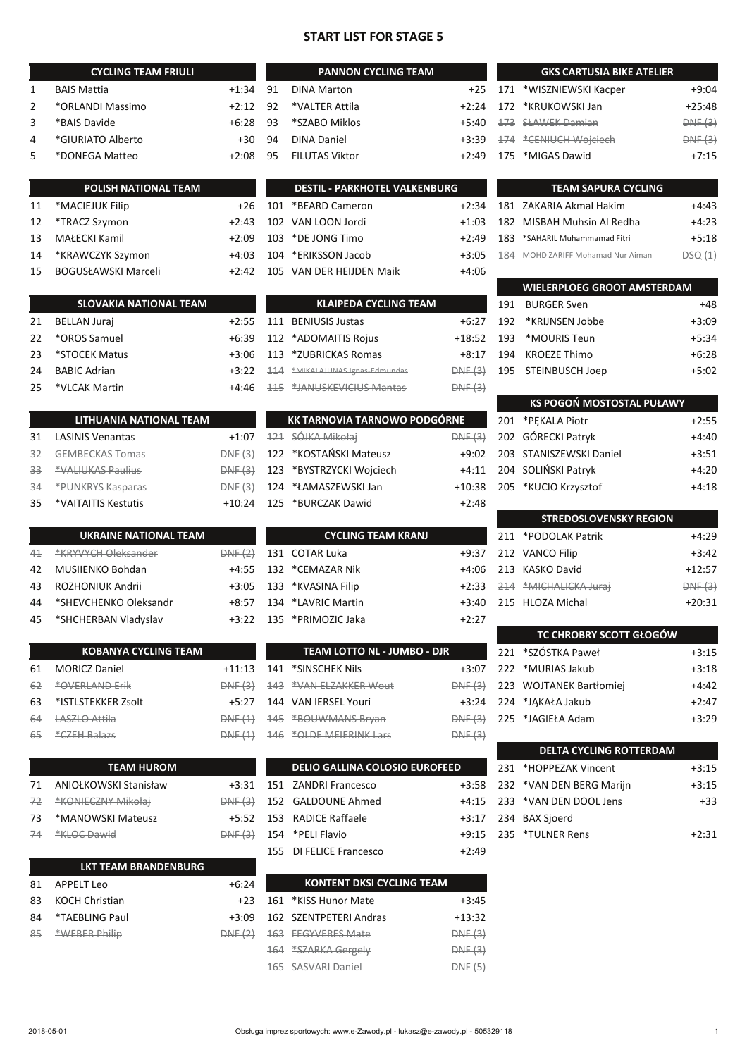# START LIST FOR STAGE 5

| CYCLING TEAM FRIULI | | |
|---|---|---|
| 1 | BAIS Mattia | +1:34 |
| 2 | *ORLANDI Massimo | +2:12 |
| 3 | *BAIS Davide | +6:28 |
| 4 | *GIURIATO Alberto | +30 |
| 5 | *DONEGA Matteo | +2:08 |

| POLISH NATIONAL TEAM | | |
|---|---|---|
| 11 | *MACIEJUK Filip | +26 |
| 12 | *TRACZ Szymon | +2:43 |
| 13 | MAŁECKI Kamil | +2:09 |
| 14 | *KRAWCZYK Szymon | +4:03 |
| 15 | BOGUSŁAWSKI Marceli | +2:42 |

| SLOVAKIA NATIONAL TEAM | | |
|---|---|---|
| 21 | BELLAN Juraj | +2:55 |
| 22 | *OROS Samuel | +6:39 |
| 23 | *STOCEK Matus | +3:06 |
| 24 | BABIC Adrian | +3:22 |
| 25 | *VLCAK Martin | +4:46 |

| LITHUANIA NATIONAL TEAM | | |
|---|---|---|
| 31 | LASINIS Venantas | +1:07 |
| ~~32~~ | ~~GEMBECKAS Tomas~~ | ~~DNF (3)~~ |
| ~~33~~ | ~~*VALIUKAS Paulius~~ | ~~DNF (3)~~ |
| ~~34~~ | ~~*PUNKRYS Kasparas~~ | ~~DNF (3)~~ |
| 35 | *VAITAITIS Kestutis | +10:24 |

| UKRAINE NATIONAL TEAM | | |
|---|---|---|
| ~~41~~ | ~~*KRYVYCH Oleksander~~ | ~~DNF (2)~~ |
| 42 | MUSIIENKO Bohdan | +4:55 |
| 43 | ROZHONIUK Andrii | +3:05 |
| 44 | *SHEVCHENKO Oleksandr | +8:57 |
| 45 | *SHCHERBAN Vladyslav | +3:22 |

| KOBANYA CYCLING TEAM | | |
|---|---|---|
| 61 | MORICZ Daniel | +11:13 |
| ~~62~~ | ~~*OVERLAND Erik~~ | ~~DNF (3)~~ |
| 63 | *ISTLSTEKKER Zsolt | +5:27 |
| ~~64~~ | ~~LASZLO Attila~~ | ~~DNF (1)~~ |
| ~~65~~ | ~~*CZEH Balazs~~ | ~~DNF (1)~~ |

| TEAM HUROM | | |
|---|---|---|
| 71 | ANIOŁKOWSKI Stanisław | +3:31 |
| ~~72~~ | ~~*KONIECZNY Mikołaj~~ | ~~DNF (3)~~ |
| 73 | *MANOWSKI Mateusz | +5:52 |
| ~~74~~ | ~~*KLOC Dawid~~ | ~~DNF (3)~~ |

| LKT TEAM BRANDENBURG | | |
|---|---|---|
| 81 | APPELT Leo | +6:24 |
| 83 | KOCH Christian | +23 |
| 84 | *TAEBLING Paul | +3:09 |
| ~~85~~ | ~~*WEBER Philip~~ | ~~DNF (2)~~ |

| PANNON CYCLING TEAM | | |
|---|---|---|
| 91 | DINA Marton | +25 |
| 92 | *VALTER Attila | +2:24 |
| 93 | *SZABO Miklos | +5:40 |
| 94 | DINA Daniel | +3:39 |
| 95 | FILUTAS Viktor | +2:49 |

| DESTIL - PARKHOTEL VALKENBURG | | |
|---|---|---|
| 101 | *BEARD Cameron | +2:34 |
| 102 | VAN LOON Jordi | +1:03 |
| 103 | *DE JONG Timo | +2:49 |
| 104 | *ERIKSSON Jacob | +3:05 |
| 105 | VAN DER HEIJDEN Maik | +4:06 |

| KLAIPEDA CYCLING TEAM | | |
|---|---|---|
| 111 | BENIUSIS Justas | +6:27 |
| 112 | *ADOMAITIS Rojus | +18:52 |
| 113 | *ZUBRICKAS Romas | +8:17 |
| ~~114~~ | ~~*MIKALAJUNAS Ignas-Edmundas~~ | ~~DNF (3)~~ |
| ~~115~~ | ~~*JANUSKEVICIUS Mantas~~ | ~~DNF (3)~~ |

| KK TARNOVIA TARNOWO PODGÓRNE | | |
|---|---|---|
| ~~121~~ | ~~SÓJKA Mikołaj~~ | ~~DNF (3)~~ |
| 122 | *KOSTAŃSKI Mateusz | +9:02 |
| 123 | *BYSTRZYCKI Wojciech | +4:11 |
| 124 | *ŁAMASZEWSKI Jan | +10:38 |
| 125 | *BURCZAK Dawid | +2:48 |

| CYCLING TEAM KRANJ | | |
|---|---|---|
| 131 | COTAR Luka | +9:37 |
| 132 | *CEMAZAR Nik | +4:06 |
| 133 | *KVASINA Filip | +2:33 |
| 134 | *LAVRIC Martin | +3:40 |
| 135 | *PRIMOZIC Jaka | +2:27 |

| TEAM LOTTO NL - JUMBO - DJR | | |
|---|---|---|
| 141 | *SINSCHEK Nils | +3:07 |
| ~~143~~ | ~~*VAN ELZAKKER Wout~~ | ~~DNF (3)~~ |
| 144 | VAN IERSEL Youri | +3:24 |
| ~~145~~ | ~~*BOUWMANS Bryan~~ | ~~DNF (3)~~ |
| ~~146~~ | ~~*OLDE MEIERINK Lars~~ | ~~DNF (3)~~ |

| DELIO GALLINA COLOSIO EUROFEED | | |
|---|---|---|
| 151 | ZANDRI Francesco | +3:58 |
| 152 | GALDOUNE Ahmed | +4:15 |
| 153 | RADICE Raffaele | +3:17 |
| 154 | *PELI Flavio | +9:15 |
| 155 | DI FELICE Francesco | +2:49 |

| KONTENT DKSI CYCLING TEAM | | |
|---|---|---|
| 161 | *KISS Hunor Mate | +3:45 |
| 162 | SZENTPETERI Andras | +13:32 |
| ~~163~~ | ~~FEGYVERES Mate~~ | ~~DNF (3)~~ |
| ~~164~~ | ~~*SZARKA Gergely~~ | ~~DNF (3)~~ |
| ~~165~~ | ~~SASVARI Daniel~~ | ~~DNF (5)~~ |

| GKS CARTUSIA BIKE ATELIER | | |
|---|---|---|
| 171 | *WISZNIEWSKI Kacper | +9:04 |
| 172 | *KRUKOWSKI Jan | +25:48 |
| ~~173~~ | ~~SŁAWEK Damian~~ | ~~DNF (3)~~ |
| ~~174~~ | ~~*CENIUCH Wojciech~~ | ~~DNF (3)~~ |
| 175 | *MIGAS Dawid | +7:15 |

| TEAM SAPURA CYCLING | | |
|---|---|---|
| 181 | ZAKARIA Akmal Hakim | +4:43 |
| 182 | MISBAH Muhsin Al Redha | +4:23 |
| 183 | *SAHARIL Muhammamad Fitri | +5:18 |
| ~~184~~ | ~~MOHD ZARIFF Mohamad Nur Aiman~~ | ~~DSQ (1)~~ |

| WIELERPLOEG GROOT AMSTERDAM | | |
|---|---|---|
| 191 | BURGER Sven | +48 |
| 192 | *KRIJNSEN Jobbe | +3:09 |
| 193 | *MOURIS Teun | +5:34 |
| 194 | KROEZE Thimo | +6:28 |
| 195 | STEINBUSCH Joep | +5:02 |

| KS POGOŃ MOSTOSTAL PUŁAWY | | |
|---|---|---|
| 201 | *PĘKALA Piotr | +2:55 |
| 202 | GÓRECKI Patryk | +4:40 |
| 203 | STANISZEWSKI Daniel | +3:51 |
| 204 | SOLIŃSKI Patryk | +4:20 |
| 205 | *KUCIO Krzysztof | +4:18 |

| STREDOSLOVENSKY REGION | | |
|---|---|---|
| 211 | *PODOLAK Patrik | +4:29 |
| 212 | VANCO Filip | +3:42 |
| 213 | KASKO David | +12:57 |
| ~~214~~ | ~~*MICHALICKA Juraj~~ | ~~DNF (3)~~ |
| 215 | HLOZA Michal | +20:31 |

| TC CHROBRY SCOTT GŁOGÓW | | |
|---|---|---|
| 221 | *SZÓSTKA Paweł | +3:15 |
| 222 | *MURIAS Jakub | +3:18 |
| 223 | WOJTANEK Bartłomiej | +4:42 |
| 224 | *JĄKAŁA Jakub | +2:47 |
| 225 | *JAGIEŁA Adam | +3:29 |

| DELTA CYCLING ROTTERDAM | | |
|---|---|---|
| 231 | *HOPPEZAK Vincent | +3:15 |
| 232 | *VAN DEN BERG Marijn | +3:15 |
| 233 | *VAN DEN DOOL Jens | +33 |
| 234 | BAX Sjoerd | |
| 235 | *TULNER Rens | +2:31 |

2018-05-01 Obsługa imprez sportowych: www.e-Zawody.pl - lukasz@e-zawody.pl - 505329118